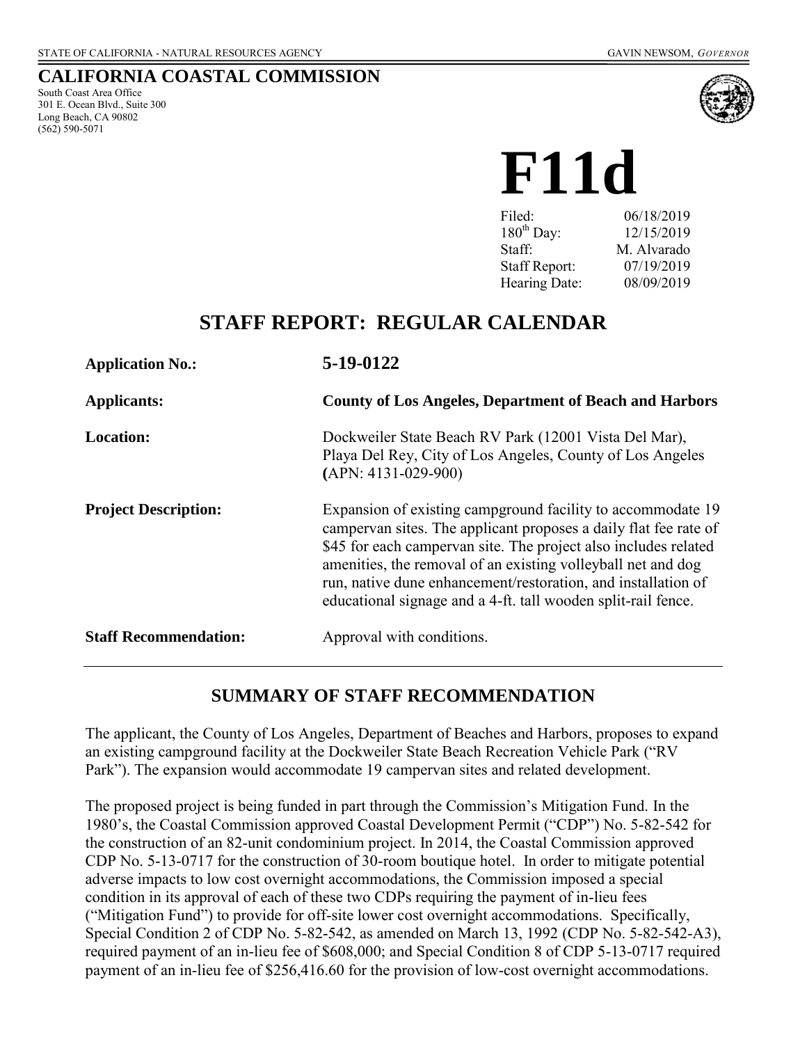STATE OF CALIFORNIA - NATURAL RESOURCES AGENCY GAVIN NEWSOM, *GOVERNOR*

# CALIFORNIA COASTAL COMMISSION

South Coast Area Office
301 E. Ocean Blvd., Suite 300
Long Beach, CA 90802
(562) 590-5071

# F11d

| | |
|---|---|
| Filed: | 06/18/2019 |
| 180th Day: | 12/15/2019 |
| Staff: | M. Alvarado |
| Staff Report: | 07/19/2019 |
| Hearing Date: | 08/09/2019 |

## STAFF REPORT: REGULAR CALENDAR

**Application No.:** **5-19-0122**

**Applicants:** **County of Los Angeles, Department of Beach and Harbors**

**Location:** Dockweiler State Beach RV Park (12001 Vista Del Mar), Playa Del Rey, City of Los Angeles, County of Los Angeles **(**APN: 4131-029-900)

**Project Description:** Expansion of existing campground facility to accommodate 19 campervan sites. The applicant proposes a daily flat fee rate of $45 for each campervan site. The project also includes related amenities, the removal of an existing volleyball net and dog run, native dune enhancement/restoration, and installation of educational signage and a 4-ft. tall wooden split-rail fence.

**Staff Recommendation:** Approval with conditions.

## SUMMARY OF STAFF RECOMMENDATION

The applicant, the County of Los Angeles, Department of Beaches and Harbors, proposes to expand an existing campground facility at the Dockweiler State Beach Recreation Vehicle Park ("RV Park"). The expansion would accommodate 19 campervan sites and related development.

The proposed project is being funded in part through the Commission's Mitigation Fund. In the 1980's, the Coastal Commission approved Coastal Development Permit ("CDP") No. 5-82-542 for the construction of an 82-unit condominium project. In 2014, the Coastal Commission approved CDP No. 5-13-0717 for the construction of 30-room boutique hotel. In order to mitigate potential adverse impacts to low cost overnight accommodations, the Commission imposed a special condition in its approval of each of these two CDPs requiring the payment of in-lieu fees ("Mitigation Fund") to provide for off-site lower cost overnight accommodations. Specifically, Special Condition 2 of CDP No. 5-82-542, as amended on March 13, 1992 (CDP No. 5-82-542-A3), required payment of an in-lieu fee of $608,000; and Special Condition 8 of CDP 5-13-0717 required payment of an in-lieu fee of $256,416.60 for the provision of low-cost overnight accommodations.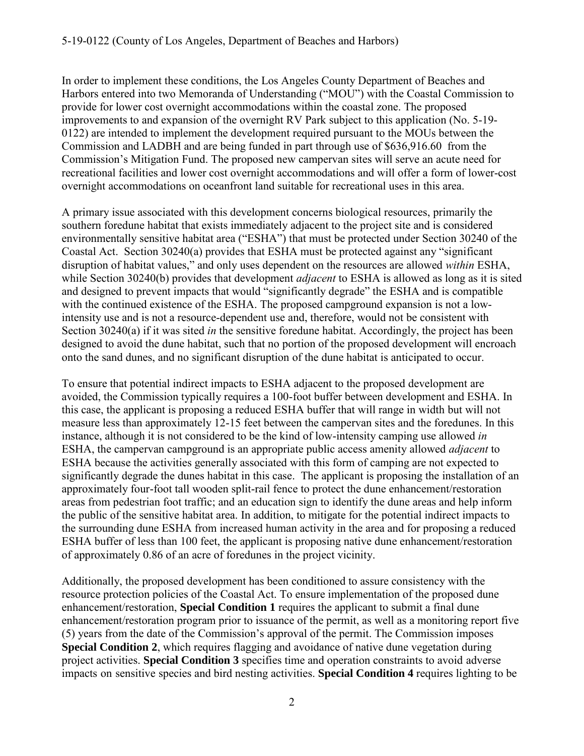In order to implement these conditions, the Los Angeles County Department of Beaches and Harbors entered into two Memoranda of Understanding ("MOU") with the Coastal Commission to provide for lower cost overnight accommodations within the coastal zone. The proposed improvements to and expansion of the overnight RV Park subject to this application (No. 5-19-0122) are intended to implement the development required pursuant to the MOUs between the Commission and LADBH and are being funded in part through use of $636,916.60 from the Commission's Mitigation Fund. The proposed new campervan sites will serve an acute need for recreational facilities and lower cost overnight accommodations and will offer a form of lower-cost overnight accommodations on oceanfront land suitable for recreational uses in this area.

A primary issue associated with this development concerns biological resources, primarily the southern foredune habitat that exists immediately adjacent to the project site and is considered environmentally sensitive habitat area ("ESHA") that must be protected under Section 30240 of the Coastal Act. Section 30240(a) provides that ESHA must be protected against any "significant disruption of habitat values," and only uses dependent on the resources are allowed *within* ESHA, while Section 30240(b) provides that development *adjacent* to ESHA is allowed as long as it is sited and designed to prevent impacts that would "significantly degrade" the ESHA and is compatible with the continued existence of the ESHA. The proposed campground expansion is not a low-intensity use and is not a resource-dependent use and, therefore, would not be consistent with Section 30240(a) if it was sited *in* the sensitive foredune habitat. Accordingly, the project has been designed to avoid the dune habitat, such that no portion of the proposed development will encroach onto the sand dunes, and no significant disruption of the dune habitat is anticipated to occur.

To ensure that potential indirect impacts to ESHA adjacent to the proposed development are avoided, the Commission typically requires a 100-foot buffer between development and ESHA. In this case, the applicant is proposing a reduced ESHA buffer that will range in width but will not measure less than approximately 12-15 feet between the campervan sites and the foredunes. In this instance, although it is not considered to be the kind of low-intensity camping use allowed *in* ESHA, the campervan campground is an appropriate public access amenity allowed *adjacent* to ESHA because the activities generally associated with this form of camping are not expected to significantly degrade the dunes habitat in this case. The applicant is proposing the installation of an approximately four-foot tall wooden split-rail fence to protect the dune enhancement/restoration areas from pedestrian foot traffic; and an education sign to identify the dune areas and help inform the public of the sensitive habitat area. In addition, to mitigate for the potential indirect impacts to the surrounding dune ESHA from increased human activity in the area and for proposing a reduced ESHA buffer of less than 100 feet, the applicant is proposing native dune enhancement/restoration of approximately 0.86 of an acre of foredunes in the project vicinity.

Additionally, the proposed development has been conditioned to assure consistency with the resource protection policies of the Coastal Act. To ensure implementation of the proposed dune enhancement/restoration, **Special Condition 1** requires the applicant to submit a final dune enhancement/restoration program prior to issuance of the permit, as well as a monitoring report five (5) years from the date of the Commission's approval of the permit. The Commission imposes **Special Condition 2**, which requires flagging and avoidance of native dune vegetation during project activities. **Special Condition 3** specifies time and operation constraints to avoid adverse impacts on sensitive species and bird nesting activities. **Special Condition 4** requires lighting to be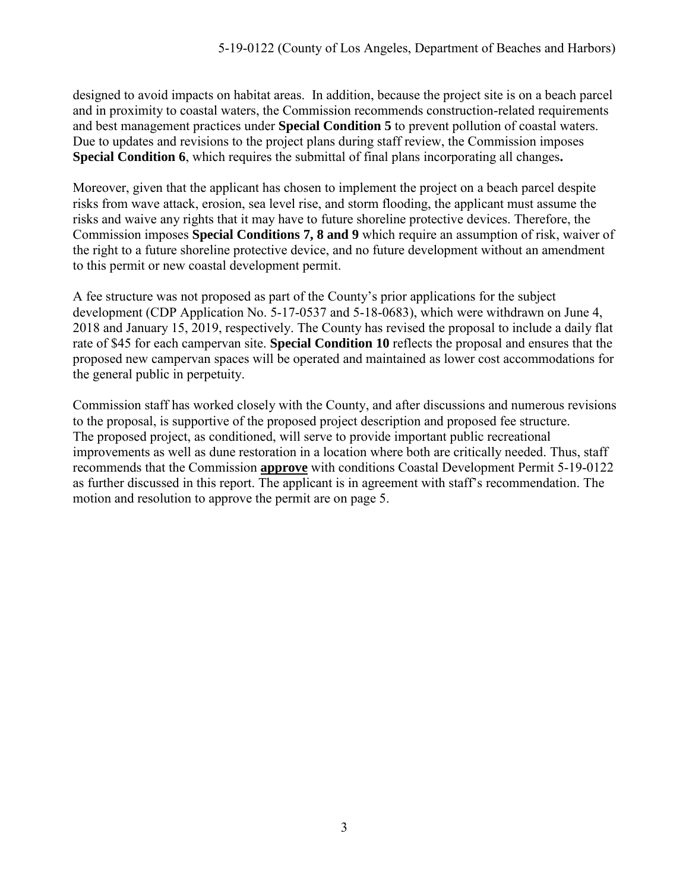designed to avoid impacts on habitat areas. In addition, because the project site is on a beach parcel and in proximity to coastal waters, the Commission recommends construction-related requirements and best management practices under **Special Condition 5** to prevent pollution of coastal waters. Due to updates and revisions to the project plans during staff review, the Commission imposes **Special Condition 6**, which requires the submittal of final plans incorporating all changes**.**

Moreover, given that the applicant has chosen to implement the project on a beach parcel despite risks from wave attack, erosion, sea level rise, and storm flooding, the applicant must assume the risks and waive any rights that it may have to future shoreline protective devices. Therefore, the Commission imposes **Special Conditions 7, 8 and 9** which require an assumption of risk, waiver of the right to a future shoreline protective device, and no future development without an amendment to this permit or new coastal development permit.

A fee structure was not proposed as part of the County's prior applications for the subject development (CDP Application No. 5-17-0537 and 5-18-0683), which were withdrawn on June 4, 2018 and January 15, 2019, respectively. The County has revised the proposal to include a daily flat rate of $45 for each campervan site. **Special Condition 10** reflects the proposal and ensures that the proposed new campervan spaces will be operated and maintained as lower cost accommodations for the general public in perpetuity.

Commission staff has worked closely with the County, and after discussions and numerous revisions to the proposal, is supportive of the proposed project description and proposed fee structure. The proposed project, as conditioned, will serve to provide important public recreational improvements as well as dune restoration in a location where both are critically needed. Thus, staff recommends that the Commission **approve** with conditions Coastal Development Permit 5-19-0122 as further discussed in this report. The applicant is in agreement with staff's recommendation. The motion and resolution to approve the permit are on page 5.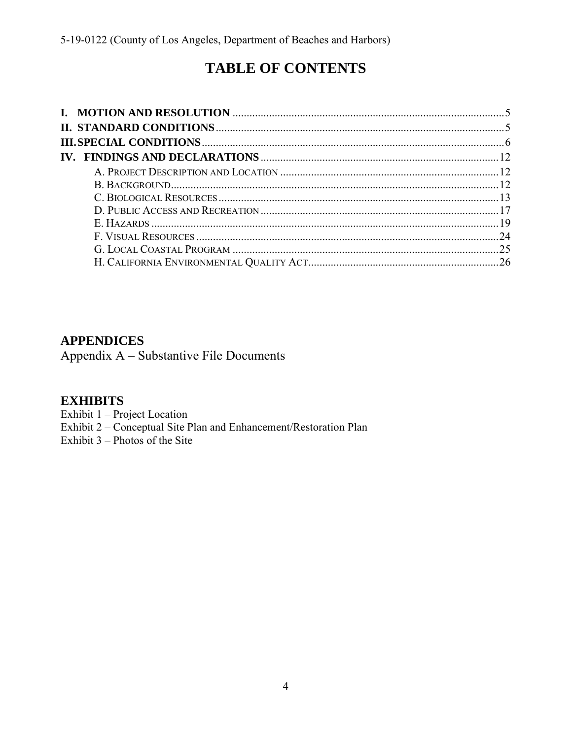# TABLE OF CONTENTS

**I. MOTION AND RESOLUTION** ..... 5
**II. STANDARD CONDITIONS** ..... 5
**III. SPECIAL CONDITIONS** ..... 6
**IV. FINDINGS AND DECLARATIONS** ..... 12

- A. Project Description and Location ..... 12
- B. Background ..... 12
- C. Biological Resources ..... 13
- D. Public Access and Recreation ..... 17
- E. Hazards ..... 19
- F. Visual Resources ..... 24
- G. Local Coastal Program ..... 25
- H. California Environmental Quality Act ..... 26

## APPENDICES

Appendix A – Substantive File Documents

## EXHIBITS

Exhibit 1 – Project Location
Exhibit 2 – Conceptual Site Plan and Enhancement/Restoration Plan
Exhibit 3 – Photos of the Site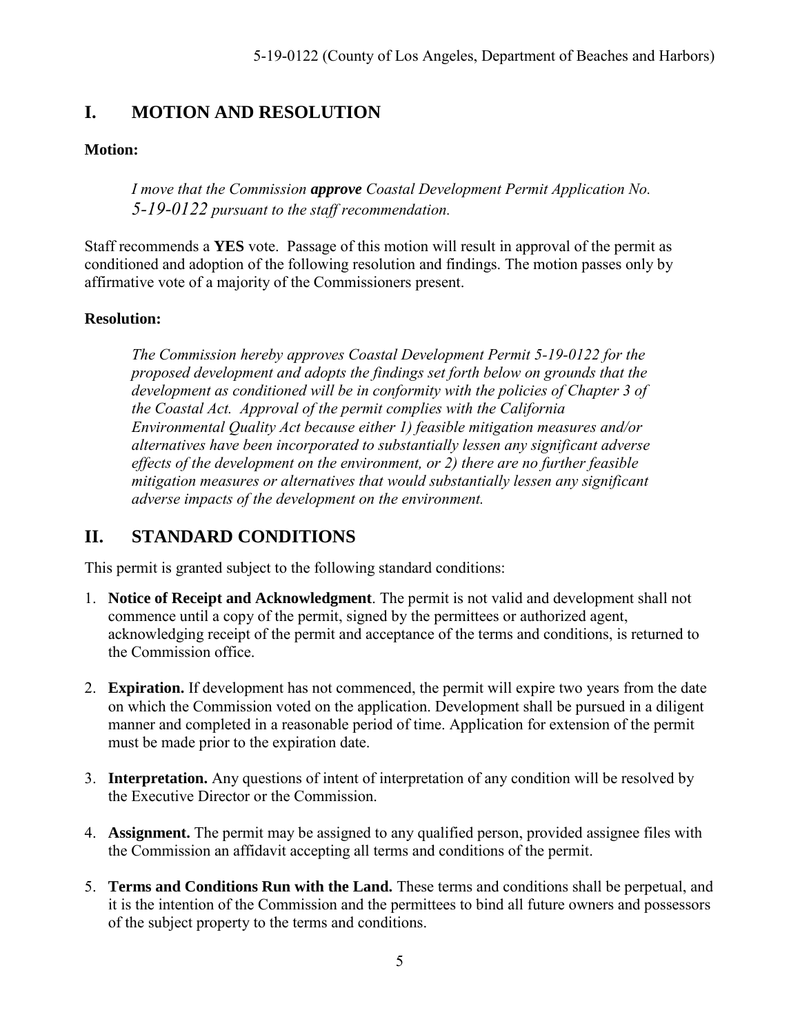# I. MOTION AND RESOLUTION

**Motion:**

> *I move that the Commission **approve** Coastal Development Permit Application No. 5-19-0122 pursuant to the staff recommendation.*

Staff recommends a **YES** vote. Passage of this motion will result in approval of the permit as conditioned and adoption of the following resolution and findings. The motion passes only by affirmative vote of a majority of the Commissioners present.

**Resolution:**

> *The Commission hereby approves Coastal Development Permit 5-19-0122 for the proposed development and adopts the findings set forth below on grounds that the development as conditioned will be in conformity with the policies of Chapter 3 of the Coastal Act. Approval of the permit complies with the California Environmental Quality Act because either 1) feasible mitigation measures and/or alternatives have been incorporated to substantially lessen any significant adverse effects of the development on the environment, or 2) there are no further feasible mitigation measures or alternatives that would substantially lessen any significant adverse impacts of the development on the environment.*

# II. STANDARD CONDITIONS

This permit is granted subject to the following standard conditions:

1. **Notice of Receipt and Acknowledgment**. The permit is not valid and development shall not commence until a copy of the permit, signed by the permittees or authorized agent, acknowledging receipt of the permit and acceptance of the terms and conditions, is returned to the Commission office.

2. **Expiration.** If development has not commenced, the permit will expire two years from the date on which the Commission voted on the application. Development shall be pursued in a diligent manner and completed in a reasonable period of time. Application for extension of the permit must be made prior to the expiration date.

3. **Interpretation.** Any questions of intent of interpretation of any condition will be resolved by the Executive Director or the Commission.

4. **Assignment.** The permit may be assigned to any qualified person, provided assignee files with the Commission an affidavit accepting all terms and conditions of the permit.

5. **Terms and Conditions Run with the Land.** These terms and conditions shall be perpetual, and it is the intention of the Commission and the permittees to bind all future owners and possessors of the subject property to the terms and conditions.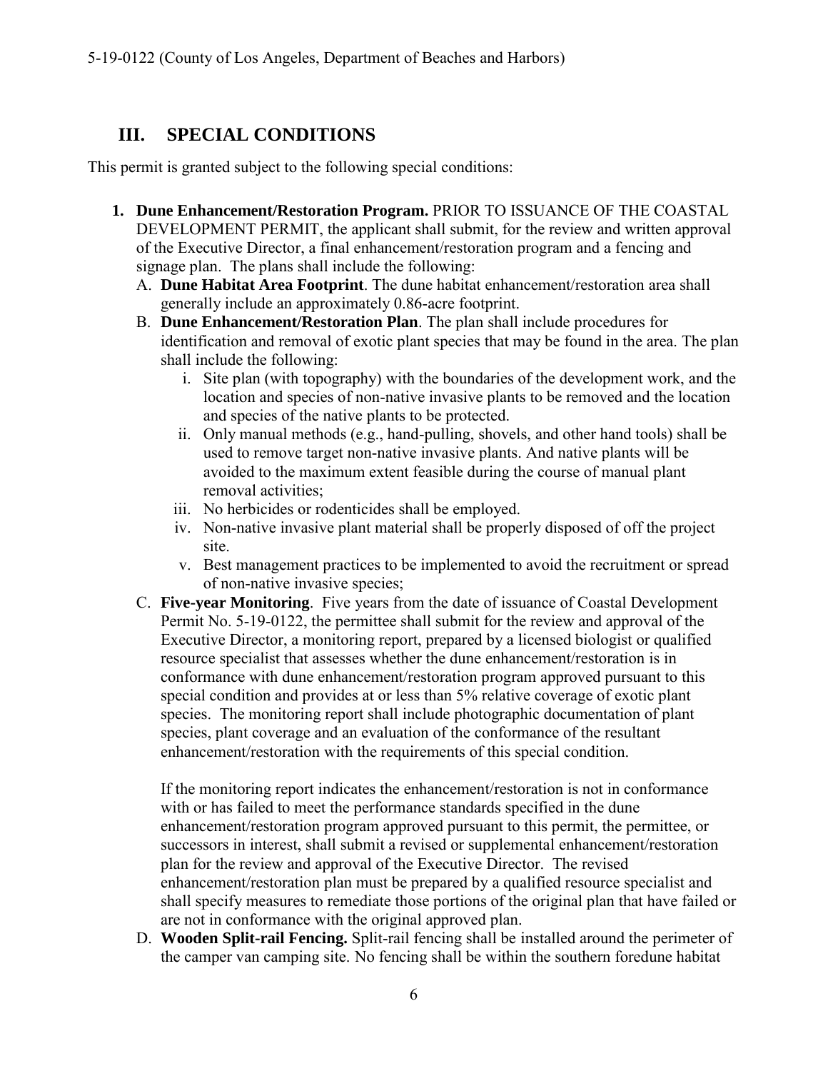## III. SPECIAL CONDITIONS

This permit is granted subject to the following special conditions:

1. **Dune Enhancement/Restoration Program.** PRIOR TO ISSUANCE OF THE COASTAL DEVELOPMENT PERMIT, the applicant shall submit, for the review and written approval of the Executive Director, a final enhancement/restoration program and a fencing and signage plan. The plans shall include the following:
   - A. **Dune Habitat Area Footprint**. The dune habitat enhancement/restoration area shall generally include an approximately 0.86-acre footprint.
   - B. **Dune Enhancement/Restoration Plan**. The plan shall include procedures for identification and removal of exotic plant species that may be found in the area. The plan shall include the following:
     - i. Site plan (with topography) with the boundaries of the development work, and the location and species of non-native invasive plants to be removed and the location and species of the native plants to be protected.
     - ii. Only manual methods (e.g., hand-pulling, shovels, and other hand tools) shall be used to remove target non-native invasive plants. And native plants will be avoided to the maximum extent feasible during the course of manual plant removal activities;
     - iii. No herbicides or rodenticides shall be employed.
     - iv. Non-native invasive plant material shall be properly disposed of off the project site.
     - v. Best management practices to be implemented to avoid the recruitment or spread of non-native invasive species;
   - C. **Five-year Monitoring**. Five years from the date of issuance of Coastal Development Permit No. 5-19-0122, the permittee shall submit for the review and approval of the Executive Director, a monitoring report, prepared by a licensed biologist or qualified resource specialist that assesses whether the dune enhancement/restoration is in conformance with dune enhancement/restoration program approved pursuant to this special condition and provides at or less than 5% relative coverage of exotic plant species. The monitoring report shall include photographic documentation of plant species, plant coverage and an evaluation of the conformance of the resultant enhancement/restoration with the requirements of this special condition.

     If the monitoring report indicates the enhancement/restoration is not in conformance with or has failed to meet the performance standards specified in the dune enhancement/restoration program approved pursuant to this permit, the permittee, or successors in interest, shall submit a revised or supplemental enhancement/restoration plan for the review and approval of the Executive Director. The revised enhancement/restoration plan must be prepared by a qualified resource specialist and shall specify measures to remediate those portions of the original plan that have failed or are not in conformance with the original approved plan.
   - D. **Wooden Split-rail Fencing.** Split-rail fencing shall be installed around the perimeter of the camper van camping site. No fencing shall be within the southern foredune habitat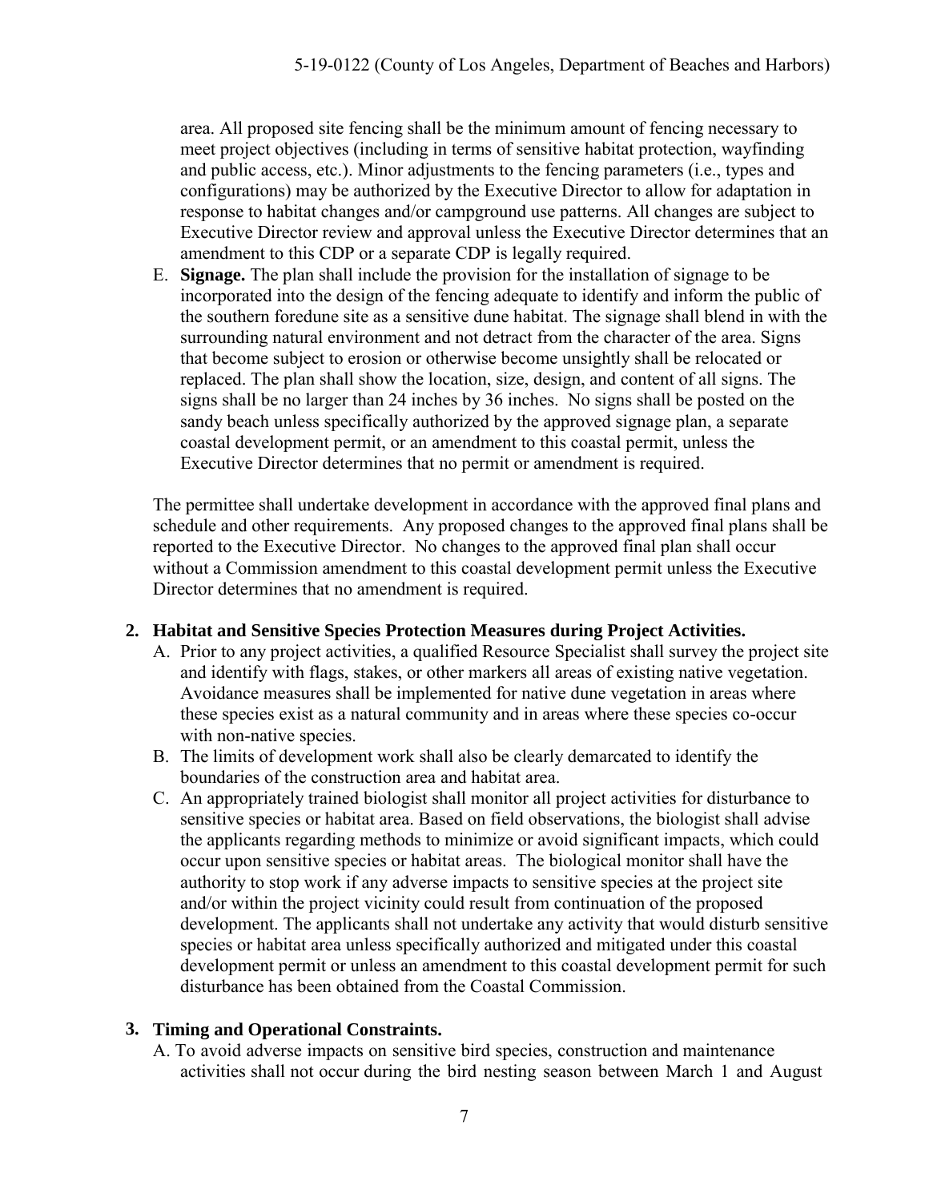area. All proposed site fencing shall be the minimum amount of fencing necessary to meet project objectives (including in terms of sensitive habitat protection, wayfinding and public access, etc.). Minor adjustments to the fencing parameters (i.e., types and configurations) may be authorized by the Executive Director to allow for adaptation in response to habitat changes and/or campground use patterns. All changes are subject to Executive Director review and approval unless the Executive Director determines that an amendment to this CDP or a separate CDP is legally required.

E. **Signage.** The plan shall include the provision for the installation of signage to be incorporated into the design of the fencing adequate to identify and inform the public of the southern foredune site as a sensitive dune habitat. The signage shall blend in with the surrounding natural environment and not detract from the character of the area. Signs that become subject to erosion or otherwise become unsightly shall be relocated or replaced. The plan shall show the location, size, design, and content of all signs. The signs shall be no larger than 24 inches by 36 inches. No signs shall be posted on the sandy beach unless specifically authorized by the approved signage plan, a separate coastal development permit, or an amendment to this coastal permit, unless the Executive Director determines that no permit or amendment is required.

The permittee shall undertake development in accordance with the approved final plans and schedule and other requirements. Any proposed changes to the approved final plans shall be reported to the Executive Director. No changes to the approved final plan shall occur without a Commission amendment to this coastal development permit unless the Executive Director determines that no amendment is required.

**2. Habitat and Sensitive Species Protection Measures during Project Activities.**

A. Prior to any project activities, a qualified Resource Specialist shall survey the project site and identify with flags, stakes, or other markers all areas of existing native vegetation. Avoidance measures shall be implemented for native dune vegetation in areas where these species exist as a natural community and in areas where these species co-occur with non-native species.

B. The limits of development work shall also be clearly demarcated to identify the boundaries of the construction area and habitat area.

C. An appropriately trained biologist shall monitor all project activities for disturbance to sensitive species or habitat area. Based on field observations, the biologist shall advise the applicants regarding methods to minimize or avoid significant impacts, which could occur upon sensitive species or habitat areas. The biological monitor shall have the authority to stop work if any adverse impacts to sensitive species at the project site and/or within the project vicinity could result from continuation of the proposed development. The applicants shall not undertake any activity that would disturb sensitive species or habitat area unless specifically authorized and mitigated under this coastal development permit or unless an amendment to this coastal development permit for such disturbance has been obtained from the Coastal Commission.

**3. Timing and Operational Constraints.**

A. To avoid adverse impacts on sensitive bird species, construction and maintenance activities shall not occur during the bird nesting season between March 1 and August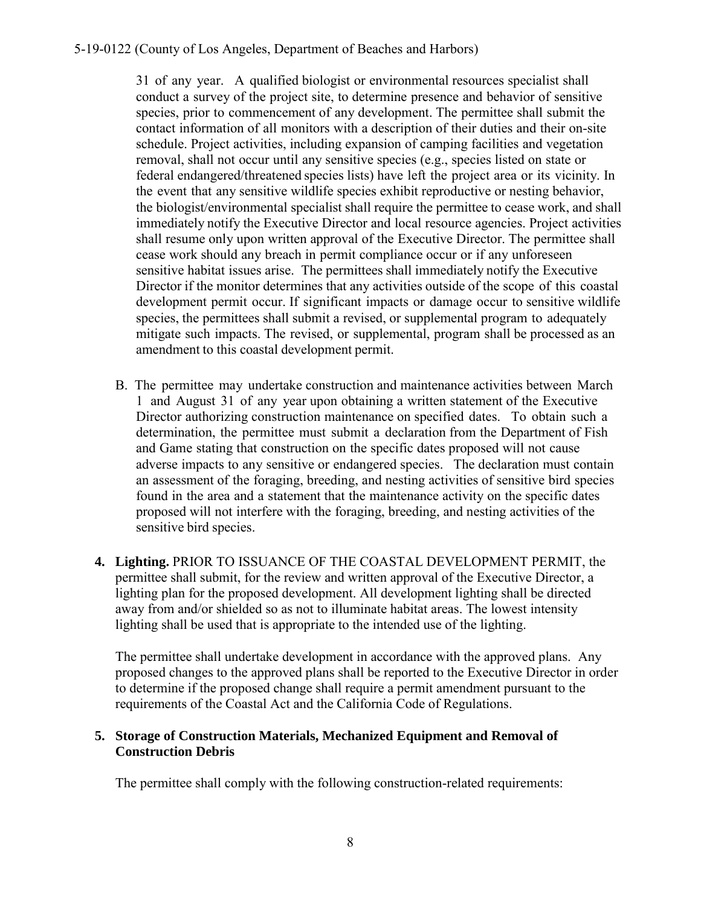31 of any year. A qualified biologist or environmental resources specialist shall conduct a survey of the project site, to determine presence and behavior of sensitive species, prior to commencement of any development. The permittee shall submit the contact information of all monitors with a description of their duties and their on-site schedule. Project activities, including expansion of camping facilities and vegetation removal, shall not occur until any sensitive species (e.g., species listed on state or federal endangered/threatened species lists) have left the project area or its vicinity. In the event that any sensitive wildlife species exhibit reproductive or nesting behavior, the biologist/environmental specialist shall require the permittee to cease work, and shall immediately notify the Executive Director and local resource agencies. Project activities shall resume only upon written approval of the Executive Director. The permittee shall cease work should any breach in permit compliance occur or if any unforeseen sensitive habitat issues arise. The permittees shall immediately notify the Executive Director if the monitor determines that any activities outside of the scope of this coastal development permit occur. If significant impacts or damage occur to sensitive wildlife species, the permittees shall submit a revised, or supplemental program to adequately mitigate such impacts. The revised, or supplemental, program shall be processed as an amendment to this coastal development permit.

B. The permittee may undertake construction and maintenance activities between March 1 and August 31 of any year upon obtaining a written statement of the Executive Director authorizing construction maintenance on specified dates. To obtain such a determination, the permittee must submit a declaration from the Department of Fish and Game stating that construction on the specific dates proposed will not cause adverse impacts to any sensitive or endangered species. The declaration must contain an assessment of the foraging, breeding, and nesting activities of sensitive bird species found in the area and a statement that the maintenance activity on the specific dates proposed will not interfere with the foraging, breeding, and nesting activities of the sensitive bird species.

4. **Lighting.** PRIOR TO ISSUANCE OF THE COASTAL DEVELOPMENT PERMIT, the permittee shall submit, for the review and written approval of the Executive Director, a lighting plan for the proposed development. All development lighting shall be directed away from and/or shielded so as not to illuminate habitat areas. The lowest intensity lighting shall be used that is appropriate to the intended use of the lighting.

   The permittee shall undertake development in accordance with the approved plans. Any proposed changes to the approved plans shall be reported to the Executive Director in order to determine if the proposed change shall require a permit amendment pursuant to the requirements of the Coastal Act and the California Code of Regulations.

5. **Storage of Construction Materials, Mechanized Equipment and Removal of Construction Debris**

   The permittee shall comply with the following construction-related requirements: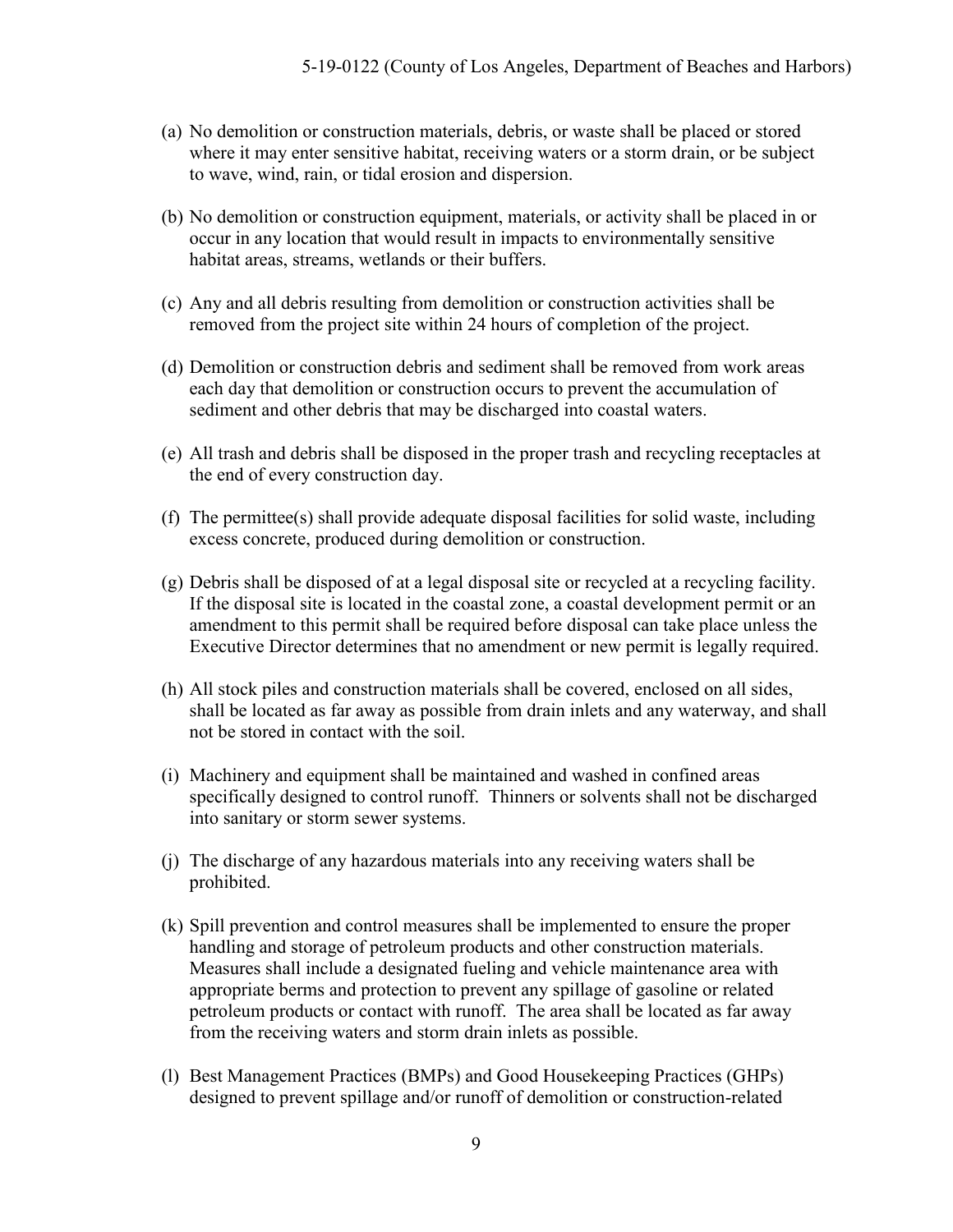(a) No demolition or construction materials, debris, or waste shall be placed or stored where it may enter sensitive habitat, receiving waters or a storm drain, or be subject to wave, wind, rain, or tidal erosion and dispersion.

(b) No demolition or construction equipment, materials, or activity shall be placed in or occur in any location that would result in impacts to environmentally sensitive habitat areas, streams, wetlands or their buffers.

(c) Any and all debris resulting from demolition or construction activities shall be removed from the project site within 24 hours of completion of the project.

(d) Demolition or construction debris and sediment shall be removed from work areas each day that demolition or construction occurs to prevent the accumulation of sediment and other debris that may be discharged into coastal waters.

(e) All trash and debris shall be disposed in the proper trash and recycling receptacles at the end of every construction day.

(f) The permittee(s) shall provide adequate disposal facilities for solid waste, including excess concrete, produced during demolition or construction.

(g) Debris shall be disposed of at a legal disposal site or recycled at a recycling facility. If the disposal site is located in the coastal zone, a coastal development permit or an amendment to this permit shall be required before disposal can take place unless the Executive Director determines that no amendment or new permit is legally required.

(h) All stock piles and construction materials shall be covered, enclosed on all sides, shall be located as far away as possible from drain inlets and any waterway, and shall not be stored in contact with the soil.

(i) Machinery and equipment shall be maintained and washed in confined areas specifically designed to control runoff. Thinners or solvents shall not be discharged into sanitary or storm sewer systems.

(j) The discharge of any hazardous materials into any receiving waters shall be prohibited.

(k) Spill prevention and control measures shall be implemented to ensure the proper handling and storage of petroleum products and other construction materials. Measures shall include a designated fueling and vehicle maintenance area with appropriate berms and protection to prevent any spillage of gasoline or related petroleum products or contact with runoff. The area shall be located as far away from the receiving waters and storm drain inlets as possible.

(l) Best Management Practices (BMPs) and Good Housekeeping Practices (GHPs) designed to prevent spillage and/or runoff of demolition or construction-related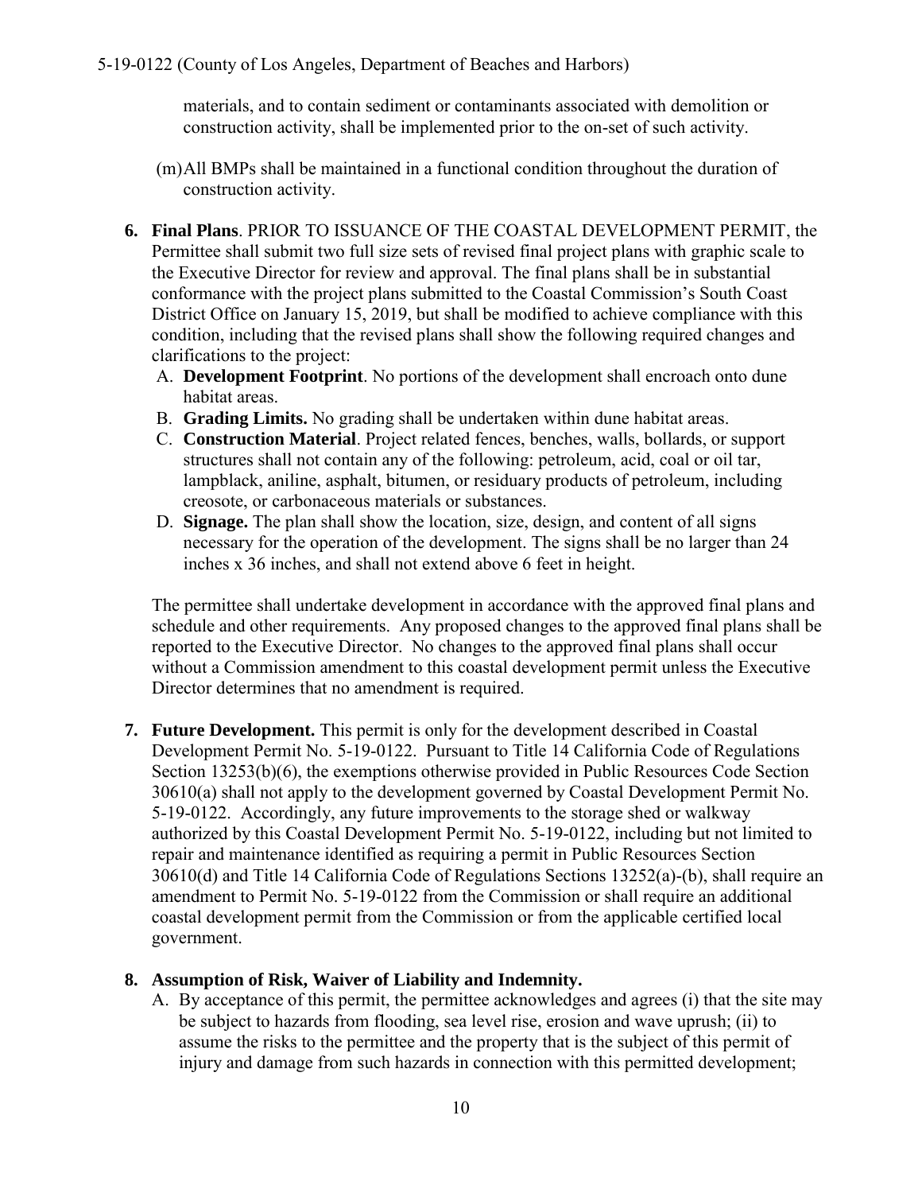materials, and to contain sediment or contaminants associated with demolition or construction activity, shall be implemented prior to the on-set of such activity.

(m) All BMPs shall be maintained in a functional condition throughout the duration of construction activity.

6. **Final Plans**. PRIOR TO ISSUANCE OF THE COASTAL DEVELOPMENT PERMIT, the Permittee shall submit two full size sets of revised final project plans with graphic scale to the Executive Director for review and approval. The final plans shall be in substantial conformance with the project plans submitted to the Coastal Commission's South Coast District Office on January 15, 2019, but shall be modified to achieve compliance with this condition, including that the revised plans shall show the following required changes and clarifications to the project:
   A. **Development Footprint**. No portions of the development shall encroach onto dune habitat areas.
   B. **Grading Limits.** No grading shall be undertaken within dune habitat areas.
   C. **Construction Material**. Project related fences, benches, walls, bollards, or support structures shall not contain any of the following: petroleum, acid, coal or oil tar, lampblack, aniline, asphalt, bitumen, or residuary products of petroleum, including creosote, or carbonaceous materials or substances.
   D. **Signage.** The plan shall show the location, size, design, and content of all signs necessary for the operation of the development. The signs shall be no larger than 24 inches x 36 inches, and shall not extend above 6 feet in height.

   The permittee shall undertake development in accordance with the approved final plans and schedule and other requirements. Any proposed changes to the approved final plans shall be reported to the Executive Director. No changes to the approved final plans shall occur without a Commission amendment to this coastal development permit unless the Executive Director determines that no amendment is required.

7. **Future Development.** This permit is only for the development described in Coastal Development Permit No. 5-19-0122. Pursuant to Title 14 California Code of Regulations Section 13253(b)(6), the exemptions otherwise provided in Public Resources Code Section 30610(a) shall not apply to the development governed by Coastal Development Permit No. 5-19-0122. Accordingly, any future improvements to the storage shed or walkway authorized by this Coastal Development Permit No. 5-19-0122, including but not limited to repair and maintenance identified as requiring a permit in Public Resources Section 30610(d) and Title 14 California Code of Regulations Sections 13252(a)-(b), shall require an amendment to Permit No. 5-19-0122 from the Commission or shall require an additional coastal development permit from the Commission or from the applicable certified local government.

8. **Assumption of Risk, Waiver of Liability and Indemnity.**
   A. By acceptance of this permit, the permittee acknowledges and agrees (i) that the site may be subject to hazards from flooding, sea level rise, erosion and wave uprush; (ii) to assume the risks to the permittee and the property that is the subject of this permit of injury and damage from such hazards in connection with this permitted development;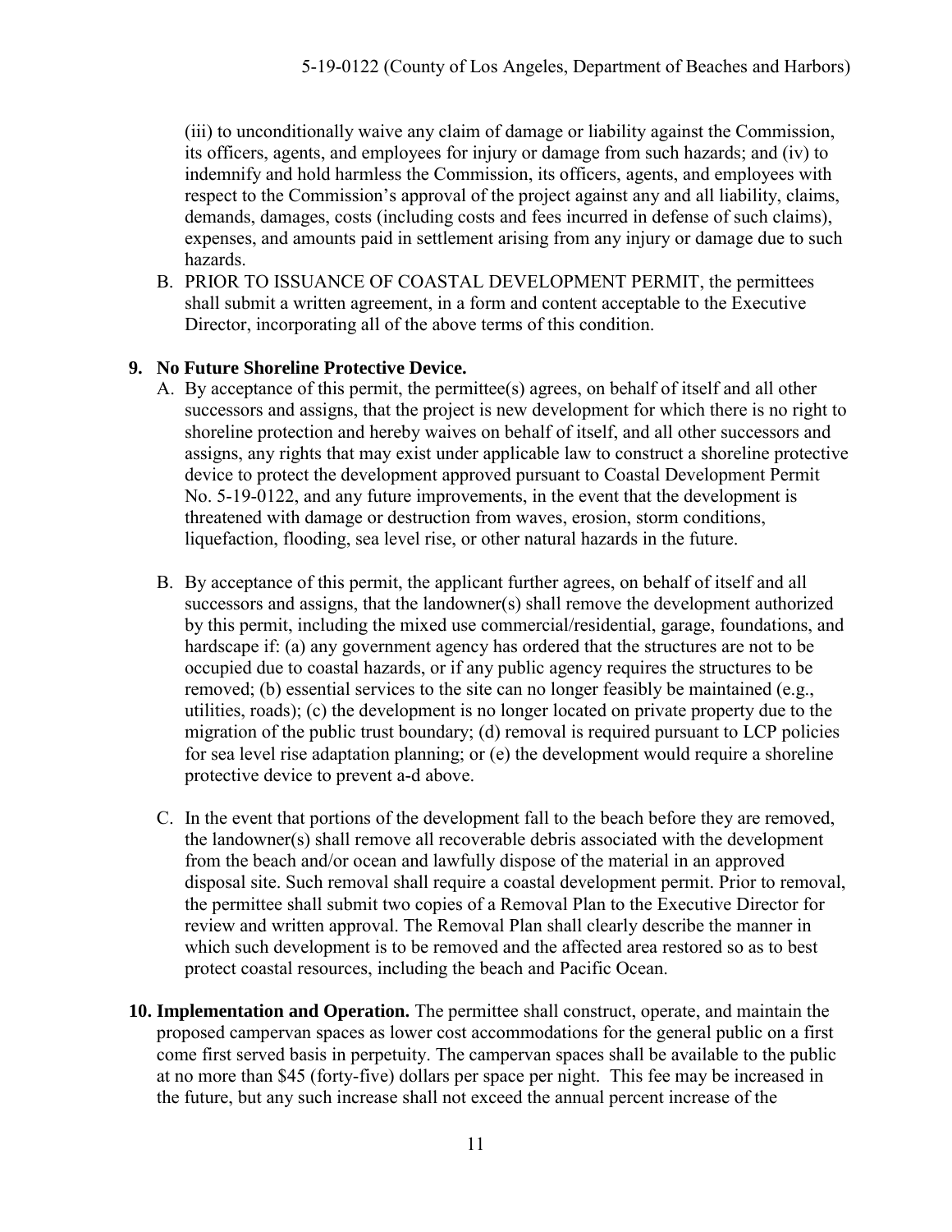(iii) to unconditionally waive any claim of damage or liability against the Commission, its officers, agents, and employees for injury or damage from such hazards; and (iv) to indemnify and hold harmless the Commission, its officers, agents, and employees with respect to the Commission's approval of the project against any and all liability, claims, demands, damages, costs (including costs and fees incurred in defense of such claims), expenses, and amounts paid in settlement arising from any injury or damage due to such hazards.

B. PRIOR TO ISSUANCE OF COASTAL DEVELOPMENT PERMIT, the permittees shall submit a written agreement, in a form and content acceptable to the Executive Director, incorporating all of the above terms of this condition.

**9. No Future Shoreline Protective Device.**

A. By acceptance of this permit, the permittee(s) agrees, on behalf of itself and all other successors and assigns, that the project is new development for which there is no right to shoreline protection and hereby waives on behalf of itself, and all other successors and assigns, any rights that may exist under applicable law to construct a shoreline protective device to protect the development approved pursuant to Coastal Development Permit No. 5-19-0122, and any future improvements, in the event that the development is threatened with damage or destruction from waves, erosion, storm conditions, liquefaction, flooding, sea level rise, or other natural hazards in the future.

B. By acceptance of this permit, the applicant further agrees, on behalf of itself and all successors and assigns, that the landowner(s) shall remove the development authorized by this permit, including the mixed use commercial/residential, garage, foundations, and hardscape if: (a) any government agency has ordered that the structures are not to be occupied due to coastal hazards, or if any public agency requires the structures to be removed; (b) essential services to the site can no longer feasibly be maintained (e.g., utilities, roads); (c) the development is no longer located on private property due to the migration of the public trust boundary; (d) removal is required pursuant to LCP policies for sea level rise adaptation planning; or (e) the development would require a shoreline protective device to prevent a-d above.

C. In the event that portions of the development fall to the beach before they are removed, the landowner(s) shall remove all recoverable debris associated with the development from the beach and/or ocean and lawfully dispose of the material in an approved disposal site. Such removal shall require a coastal development permit. Prior to removal, the permittee shall submit two copies of a Removal Plan to the Executive Director for review and written approval. The Removal Plan shall clearly describe the manner in which such development is to be removed and the affected area restored so as to best protect coastal resources, including the beach and Pacific Ocean.

**10. Implementation and Operation.** The permittee shall construct, operate, and maintain the proposed campervan spaces as lower cost accommodations for the general public on a first come first served basis in perpetuity. The campervan spaces shall be available to the public at no more than $45 (forty-five) dollars per space per night. This fee may be increased in the future, but any such increase shall not exceed the annual percent increase of the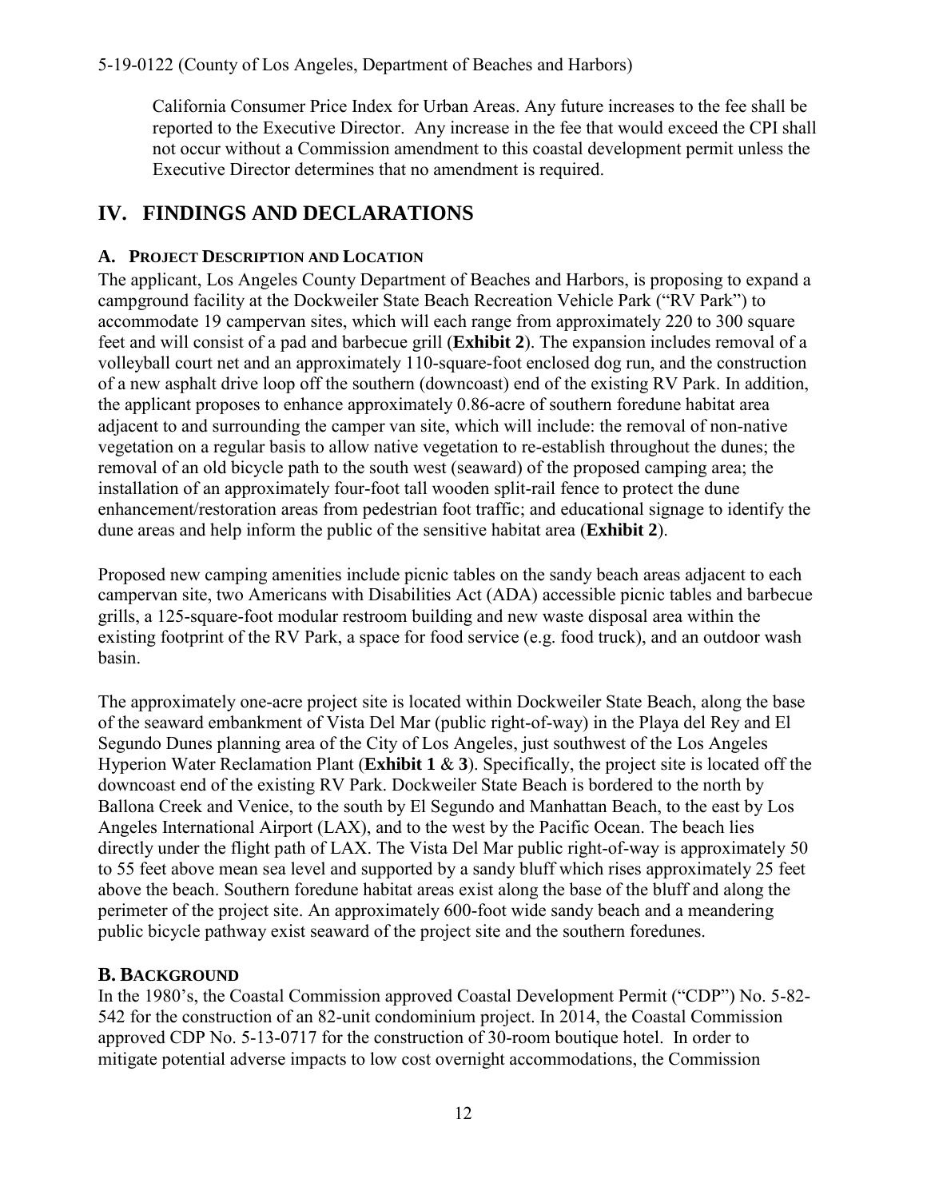California Consumer Price Index for Urban Areas. Any future increases to the fee shall be reported to the Executive Director. Any increase in the fee that would exceed the CPI shall not occur without a Commission amendment to this coastal development permit unless the Executive Director determines that no amendment is required.

# IV. FINDINGS AND DECLARATIONS

## A. PROJECT DESCRIPTION AND LOCATION

The applicant, Los Angeles County Department of Beaches and Harbors, is proposing to expand a campground facility at the Dockweiler State Beach Recreation Vehicle Park ("RV Park") to accommodate 19 campervan sites, which will each range from approximately 220 to 300 square feet and will consist of a pad and barbecue grill (**Exhibit 2**). The expansion includes removal of a volleyball court net and an approximately 110-square-foot enclosed dog run, and the construction of a new asphalt drive loop off the southern (downcoast) end of the existing RV Park. In addition, the applicant proposes to enhance approximately 0.86-acre of southern foredune habitat area adjacent to and surrounding the camper van site, which will include: the removal of non-native vegetation on a regular basis to allow native vegetation to re-establish throughout the dunes; the removal of an old bicycle path to the south west (seaward) of the proposed camping area; the installation of an approximately four-foot tall wooden split-rail fence to protect the dune enhancement/restoration areas from pedestrian foot traffic; and educational signage to identify the dune areas and help inform the public of the sensitive habitat area (**Exhibit 2**).

Proposed new camping amenities include picnic tables on the sandy beach areas adjacent to each campervan site, two Americans with Disabilities Act (ADA) accessible picnic tables and barbecue grills, a 125-square-foot modular restroom building and new waste disposal area within the existing footprint of the RV Park, a space for food service (e.g. food truck), and an outdoor wash basin.

The approximately one-acre project site is located within Dockweiler State Beach, along the base of the seaward embankment of Vista Del Mar (public right-of-way) in the Playa del Rey and El Segundo Dunes planning area of the City of Los Angeles, just southwest of the Los Angeles Hyperion Water Reclamation Plant (**Exhibit 1** & **3**). Specifically, the project site is located off the downcoast end of the existing RV Park. Dockweiler State Beach is bordered to the north by Ballona Creek and Venice, to the south by El Segundo and Manhattan Beach, to the east by Los Angeles International Airport (LAX), and to the west by the Pacific Ocean. The beach lies directly under the flight path of LAX. The Vista Del Mar public right-of-way is approximately 50 to 55 feet above mean sea level and supported by a sandy bluff which rises approximately 25 feet above the beach. Southern foredune habitat areas exist along the base of the bluff and along the perimeter of the project site. An approximately 600-foot wide sandy beach and a meandering public bicycle pathway exist seaward of the project site and the southern foredunes.

## B. BACKGROUND

In the 1980's, the Coastal Commission approved Coastal Development Permit ("CDP") No. 5-82-542 for the construction of an 82-unit condominium project. In 2014, the Coastal Commission approved CDP No. 5-13-0717 for the construction of 30-room boutique hotel. In order to mitigate potential adverse impacts to low cost overnight accommodations, the Commission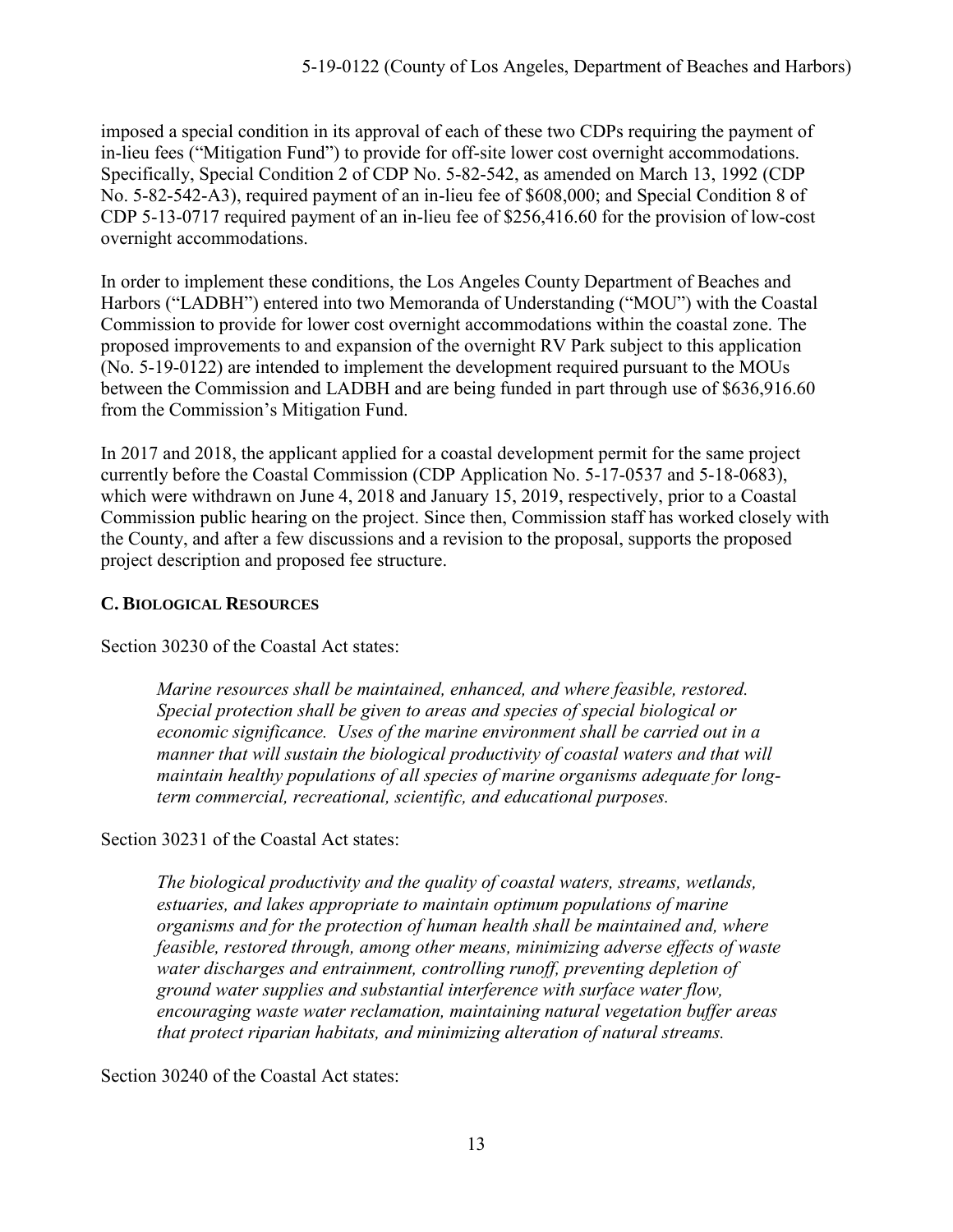imposed a special condition in its approval of each of these two CDPs requiring the payment of in-lieu fees ("Mitigation Fund") to provide for off-site lower cost overnight accommodations. Specifically, Special Condition 2 of CDP No. 5-82-542, as amended on March 13, 1992 (CDP No. 5-82-542-A3), required payment of an in-lieu fee of $608,000; and Special Condition 8 of CDP 5-13-0717 required payment of an in-lieu fee of $256,416.60 for the provision of low-cost overnight accommodations.

In order to implement these conditions, the Los Angeles County Department of Beaches and Harbors ("LADBH") entered into two Memoranda of Understanding ("MOU") with the Coastal Commission to provide for lower cost overnight accommodations within the coastal zone. The proposed improvements to and expansion of the overnight RV Park subject to this application (No. 5-19-0122) are intended to implement the development required pursuant to the MOUs between the Commission and LADBH and are being funded in part through use of $636,916.60 from the Commission's Mitigation Fund.

In 2017 and 2018, the applicant applied for a coastal development permit for the same project currently before the Coastal Commission (CDP Application No. 5-17-0537 and 5-18-0683), which were withdrawn on June 4, 2018 and January 15, 2019, respectively, prior to a Coastal Commission public hearing on the project. Since then, Commission staff has worked closely with the County, and after a few discussions and a revision to the proposal, supports the proposed project description and proposed fee structure.

### C. Biological Resources

Section 30230 of the Coastal Act states:

> *Marine resources shall be maintained, enhanced, and where feasible, restored. Special protection shall be given to areas and species of special biological or economic significance. Uses of the marine environment shall be carried out in a manner that will sustain the biological productivity of coastal waters and that will maintain healthy populations of all species of marine organisms adequate for long-term commercial, recreational, scientific, and educational purposes.*

Section 30231 of the Coastal Act states:

> *The biological productivity and the quality of coastal waters, streams, wetlands, estuaries, and lakes appropriate to maintain optimum populations of marine organisms and for the protection of human health shall be maintained and, where feasible, restored through, among other means, minimizing adverse effects of waste water discharges and entrainment, controlling runoff, preventing depletion of ground water supplies and substantial interference with surface water flow, encouraging waste water reclamation, maintaining natural vegetation buffer areas that protect riparian habitats, and minimizing alteration of natural streams.*

Section 30240 of the Coastal Act states: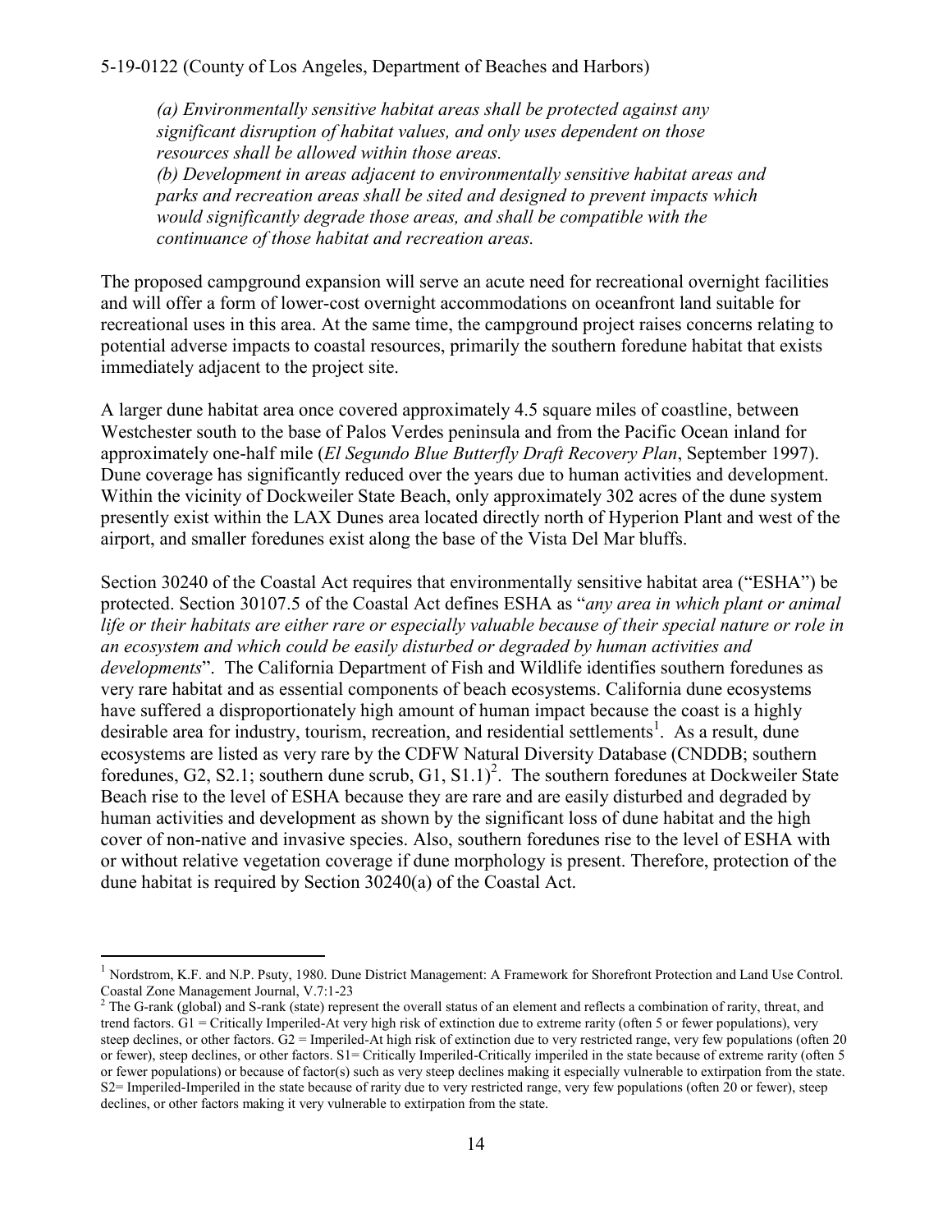*(a) Environmentally sensitive habitat areas shall be protected against any significant disruption of habitat values, and only uses dependent on those resources shall be allowed within those areas.*
*(b) Development in areas adjacent to environmentally sensitive habitat areas and parks and recreation areas shall be sited and designed to prevent impacts which would significantly degrade those areas, and shall be compatible with the continuance of those habitat and recreation areas.*

The proposed campground expansion will serve an acute need for recreational overnight facilities and will offer a form of lower-cost overnight accommodations on oceanfront land suitable for recreational uses in this area. At the same time, the campground project raises concerns relating to potential adverse impacts to coastal resources, primarily the southern foredune habitat that exists immediately adjacent to the project site.

A larger dune habitat area once covered approximately 4.5 square miles of coastline, between Westchester south to the base of Palos Verdes peninsula and from the Pacific Ocean inland for approximately one-half mile (*El Segundo Blue Butterfly Draft Recovery Plan*, September 1997). Dune coverage has significantly reduced over the years due to human activities and development. Within the vicinity of Dockweiler State Beach, only approximately 302 acres of the dune system presently exist within the LAX Dunes area located directly north of Hyperion Plant and west of the airport, and smaller foredunes exist along the base of the Vista Del Mar bluffs.

Section 30240 of the Coastal Act requires that environmentally sensitive habitat area ("ESHA") be protected. Section 30107.5 of the Coastal Act defines ESHA as "*any area in which plant or animal life or their habitats are either rare or especially valuable because of their special nature or role in an ecosystem and which could be easily disturbed or degraded by human activities and developments*". The California Department of Fish and Wildlife identifies southern foredunes as very rare habitat and as essential components of beach ecosystems. California dune ecosystems have suffered a disproportionately high amount of human impact because the coast is a highly desirable area for industry, tourism, recreation, and residential settlements[1]. As a result, dune ecosystems are listed as very rare by the CDFW Natural Diversity Database (CNDDB; southern foredunes, G2, S2.1; southern dune scrub, G1, S1.1)[2]. The southern foredunes at Dockweiler State Beach rise to the level of ESHA because they are rare and are easily disturbed and degraded by human activities and development as shown by the significant loss of dune habitat and the high cover of non-native and invasive species. Also, southern foredunes rise to the level of ESHA with or without relative vegetation coverage if dune morphology is present. Therefore, protection of the dune habitat is required by Section 30240(a) of the Coastal Act.

---

[1] Nordstrom, K.F. and N.P. Psuty, 1980. Dune District Management: A Framework for Shorefront Protection and Land Use Control. Coastal Zone Management Journal, V.7:1-23

[2] The G-rank (global) and S-rank (state) represent the overall status of an element and reflects a combination of rarity, threat, and trend factors. G1 = Critically Imperiled-At very high risk of extinction due to extreme rarity (often 5 or fewer populations), very steep declines, or other factors. G2 = Imperiled-At high risk of extinction due to very restricted range, very few populations (often 20 or fewer), steep declines, or other factors. S1= Critically Imperiled-Critically imperiled in the state because of extreme rarity (often 5 or fewer populations) or because of factor(s) such as very steep declines making it especially vulnerable to extirpation from the state. S2= Imperiled-Imperiled in the state because of rarity due to very restricted range, very few populations (often 20 or fewer), steep declines, or other factors making it very vulnerable to extirpation from the state.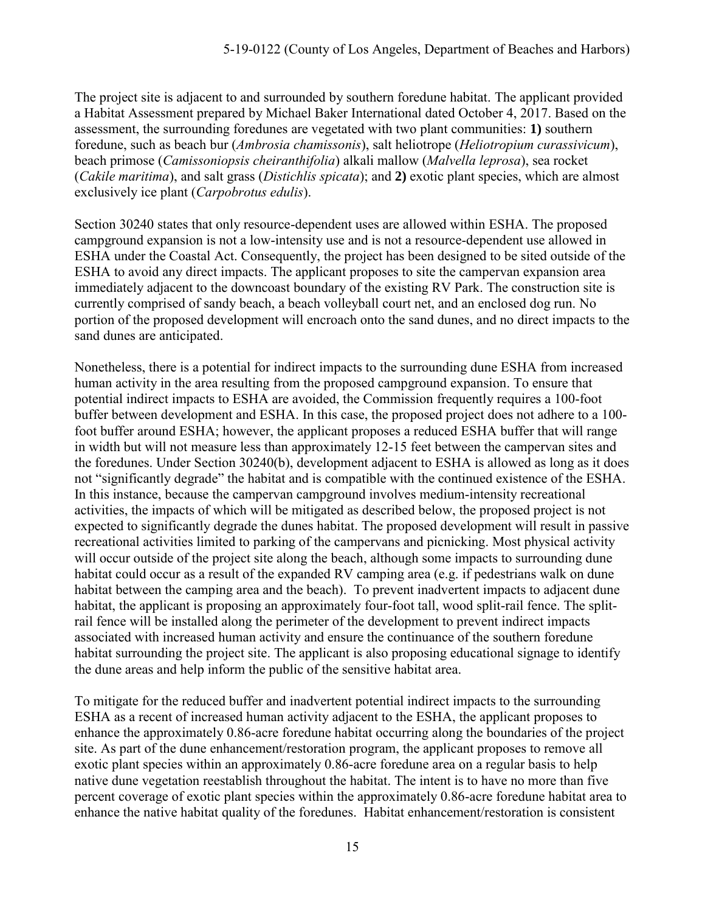The project site is adjacent to and surrounded by southern foredune habitat. The applicant provided a Habitat Assessment prepared by Michael Baker International dated October 4, 2017. Based on the assessment, the surrounding foredunes are vegetated with two plant communities: **1)** southern foredune, such as beach bur (*Ambrosia chamissonis*), salt heliotrope (*Heliotropium curassivicum*), beach primose (*Camissoniopsis cheiranthifolia*) alkali mallow (*Malvella leprosa*), sea rocket (*Cakile maritima*), and salt grass (*Distichlis spicata*); and **2)** exotic plant species, which are almost exclusively ice plant (*Carpobrotus edulis*).

Section 30240 states that only resource-dependent uses are allowed within ESHA. The proposed campground expansion is not a low-intensity use and is not a resource-dependent use allowed in ESHA under the Coastal Act. Consequently, the project has been designed to be sited outside of the ESHA to avoid any direct impacts. The applicant proposes to site the campervan expansion area immediately adjacent to the downcoast boundary of the existing RV Park. The construction site is currently comprised of sandy beach, a beach volleyball court net, and an enclosed dog run. No portion of the proposed development will encroach onto the sand dunes, and no direct impacts to the sand dunes are anticipated.

Nonetheless, there is a potential for indirect impacts to the surrounding dune ESHA from increased human activity in the area resulting from the proposed campground expansion. To ensure that potential indirect impacts to ESHA are avoided, the Commission frequently requires a 100-foot buffer between development and ESHA. In this case, the proposed project does not adhere to a 100-foot buffer around ESHA; however, the applicant proposes a reduced ESHA buffer that will range in width but will not measure less than approximately 12-15 feet between the campervan sites and the foredunes. Under Section 30240(b), development adjacent to ESHA is allowed as long as it does not "significantly degrade" the habitat and is compatible with the continued existence of the ESHA. In this instance, because the campervan campground involves medium-intensity recreational activities, the impacts of which will be mitigated as described below, the proposed project is not expected to significantly degrade the dunes habitat. The proposed development will result in passive recreational activities limited to parking of the campervans and picnicking. Most physical activity will occur outside of the project site along the beach, although some impacts to surrounding dune habitat could occur as a result of the expanded RV camping area (e.g. if pedestrians walk on dune habitat between the camping area and the beach). To prevent inadvertent impacts to adjacent dune habitat, the applicant is proposing an approximately four-foot tall, wood split-rail fence. The split-rail fence will be installed along the perimeter of the development to prevent indirect impacts associated with increased human activity and ensure the continuance of the southern foredune habitat surrounding the project site. The applicant is also proposing educational signage to identify the dune areas and help inform the public of the sensitive habitat area.

To mitigate for the reduced buffer and inadvertent potential indirect impacts to the surrounding ESHA as a recent of increased human activity adjacent to the ESHA, the applicant proposes to enhance the approximately 0.86-acre foredune habitat occurring along the boundaries of the project site. As part of the dune enhancement/restoration program, the applicant proposes to remove all exotic plant species within an approximately 0.86-acre foredune area on a regular basis to help native dune vegetation reestablish throughout the habitat. The intent is to have no more than five percent coverage of exotic plant species within the approximately 0.86-acre foredune habitat area to enhance the native habitat quality of the foredunes. Habitat enhancement/restoration is consistent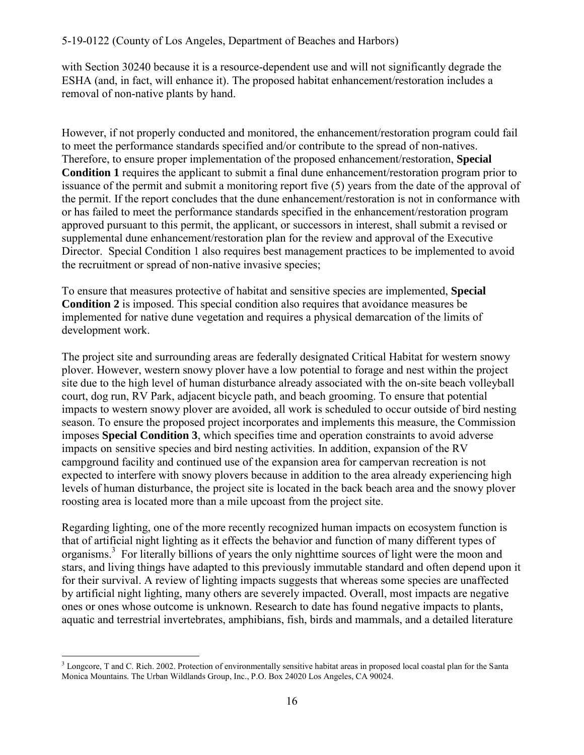with Section 30240 because it is a resource-dependent use and will not significantly degrade the ESHA (and, in fact, will enhance it). The proposed habitat enhancement/restoration includes a removal of non-native plants by hand.

However, if not properly conducted and monitored, the enhancement/restoration program could fail to meet the performance standards specified and/or contribute to the spread of non-natives. Therefore, to ensure proper implementation of the proposed enhancement/restoration, **Special Condition 1** requires the applicant to submit a final dune enhancement/restoration program prior to issuance of the permit and submit a monitoring report five (5) years from the date of the approval of the permit. If the report concludes that the dune enhancement/restoration is not in conformance with or has failed to meet the performance standards specified in the enhancement/restoration program approved pursuant to this permit, the applicant, or successors in interest, shall submit a revised or supplemental dune enhancement/restoration plan for the review and approval of the Executive Director. Special Condition 1 also requires best management practices to be implemented to avoid the recruitment or spread of non-native invasive species;

To ensure that measures protective of habitat and sensitive species are implemented, **Special Condition 2** is imposed. This special condition also requires that avoidance measures be implemented for native dune vegetation and requires a physical demarcation of the limits of development work.

The project site and surrounding areas are federally designated Critical Habitat for western snowy plover. However, western snowy plover have a low potential to forage and nest within the project site due to the high level of human disturbance already associated with the on-site beach volleyball court, dog run, RV Park, adjacent bicycle path, and beach grooming. To ensure that potential impacts to western snowy plover are avoided, all work is scheduled to occur outside of bird nesting season. To ensure the proposed project incorporates and implements this measure, the Commission imposes **Special Condition 3**, which specifies time and operation constraints to avoid adverse impacts on sensitive species and bird nesting activities. In addition, expansion of the RV campground facility and continued use of the expansion area for campervan recreation is not expected to interfere with snowy plovers because in addition to the area already experiencing high levels of human disturbance, the project site is located in the back beach area and the snowy plover roosting area is located more than a mile upcoast from the project site.

Regarding lighting, one of the more recently recognized human impacts on ecosystem function is that of artificial night lighting as it effects the behavior and function of many different types of organisms.[3] For literally billions of years the only nighttime sources of light were the moon and stars, and living things have adapted to this previously immutable standard and often depend upon it for their survival. A review of lighting impacts suggests that whereas some species are unaffected by artificial night lighting, many others are severely impacted. Overall, most impacts are negative ones or ones whose outcome is unknown. Research to date has found negative impacts to plants, aquatic and terrestrial invertebrates, amphibians, fish, birds and mammals, and a detailed literature

---

[3] Longcore, T and C. Rich. 2002. Protection of environmentally sensitive habitat areas in proposed local coastal plan for the Santa Monica Mountains. The Urban Wildlands Group, Inc., P.O. Box 24020 Los Angeles, CA 90024.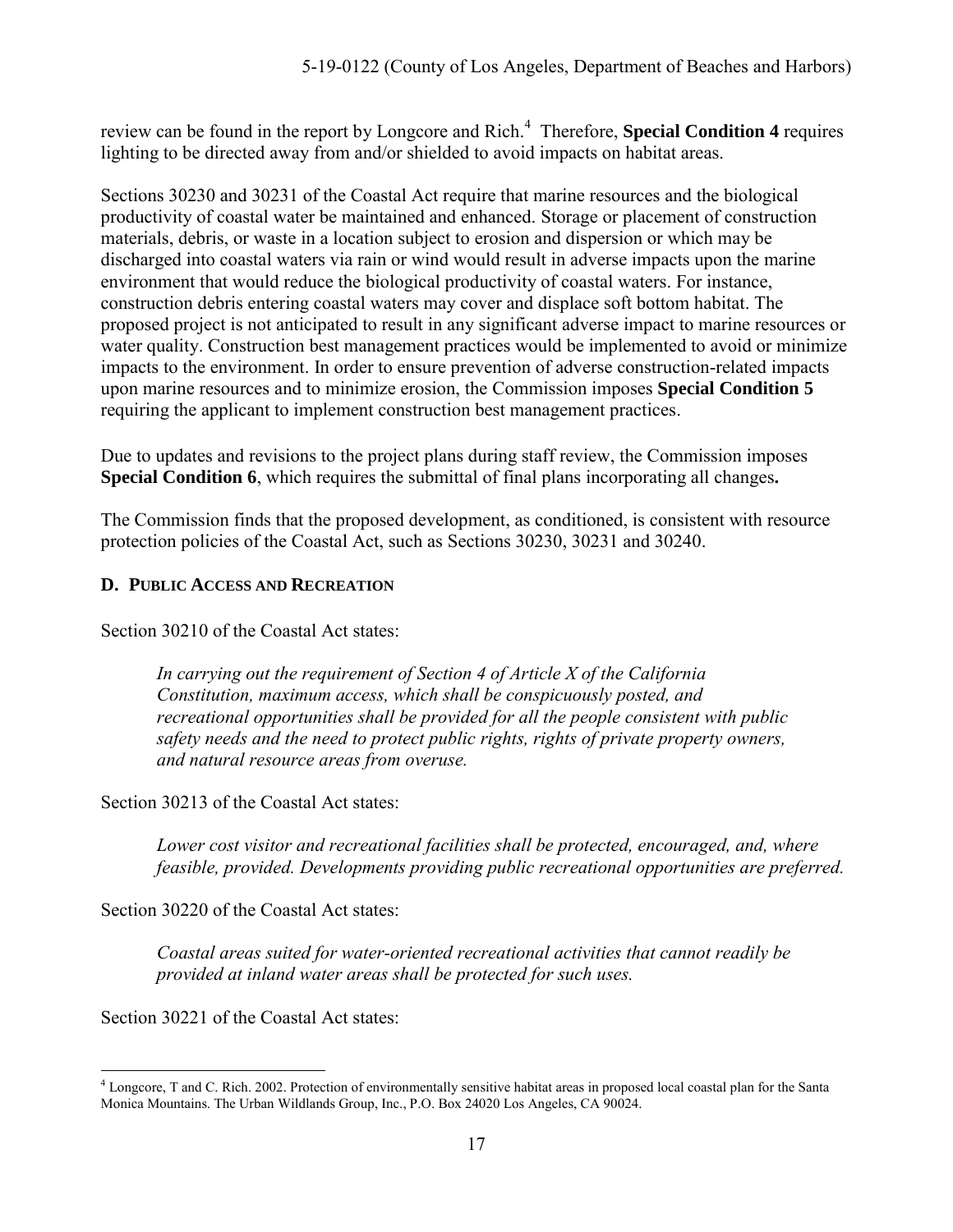review can be found in the report by Longcore and Rich.[4] Therefore, **Special Condition 4** requires lighting to be directed away from and/or shielded to avoid impacts on habitat areas.

Sections 30230 and 30231 of the Coastal Act require that marine resources and the biological productivity of coastal water be maintained and enhanced. Storage or placement of construction materials, debris, or waste in a location subject to erosion and dispersion or which may be discharged into coastal waters via rain or wind would result in adverse impacts upon the marine environment that would reduce the biological productivity of coastal waters. For instance, construction debris entering coastal waters may cover and displace soft bottom habitat. The proposed project is not anticipated to result in any significant adverse impact to marine resources or water quality. Construction best management practices would be implemented to avoid or minimize impacts to the environment. In order to ensure prevention of adverse construction-related impacts upon marine resources and to minimize erosion, the Commission imposes **Special Condition 5** requiring the applicant to implement construction best management practices.

Due to updates and revisions to the project plans during staff review, the Commission imposes **Special Condition 6**, which requires the submittal of final plans incorporating all changes**.**

The Commission finds that the proposed development, as conditioned, is consistent with resource protection policies of the Coastal Act, such as Sections 30230, 30231 and 30240.

### D. PUBLIC ACCESS AND RECREATION

Section 30210 of the Coastal Act states:

> *In carrying out the requirement of Section 4 of Article X of the California Constitution, maximum access, which shall be conspicuously posted, and recreational opportunities shall be provided for all the people consistent with public safety needs and the need to protect public rights, rights of private property owners, and natural resource areas from overuse.*

Section 30213 of the Coastal Act states:

> *Lower cost visitor and recreational facilities shall be protected, encouraged, and, where feasible, provided. Developments providing public recreational opportunities are preferred.*

Section 30220 of the Coastal Act states:

> *Coastal areas suited for water-oriented recreational activities that cannot readily be provided at inland water areas shall be protected for such uses.*

Section 30221 of the Coastal Act states:

---

[4] Longcore, T and C. Rich. 2002. Protection of environmentally sensitive habitat areas in proposed local coastal plan for the Santa Monica Mountains. The Urban Wildlands Group, Inc., P.O. Box 24020 Los Angeles, CA 90024.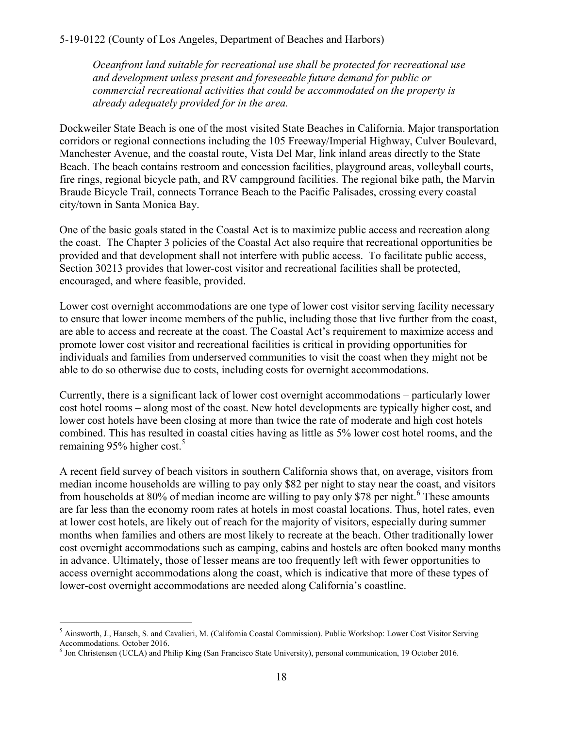*Oceanfront land suitable for recreational use shall be protected for recreational use and development unless present and foreseeable future demand for public or commercial recreational activities that could be accommodated on the property is already adequately provided for in the area.*

Dockweiler State Beach is one of the most visited State Beaches in California. Major transportation corridors or regional connections including the 105 Freeway/Imperial Highway, Culver Boulevard, Manchester Avenue, and the coastal route, Vista Del Mar, link inland areas directly to the State Beach. The beach contains restroom and concession facilities, playground areas, volleyball courts, fire rings, regional bicycle path, and RV campground facilities. The regional bike path, the Marvin Braude Bicycle Trail, connects Torrance Beach to the Pacific Palisades, crossing every coastal city/town in Santa Monica Bay.

One of the basic goals stated in the Coastal Act is to maximize public access and recreation along the coast. The Chapter 3 policies of the Coastal Act also require that recreational opportunities be provided and that development shall not interfere with public access. To facilitate public access, Section 30213 provides that lower-cost visitor and recreational facilities shall be protected, encouraged, and where feasible, provided.

Lower cost overnight accommodations are one type of lower cost visitor serving facility necessary to ensure that lower income members of the public, including those that live further from the coast, are able to access and recreate at the coast. The Coastal Act's requirement to maximize access and promote lower cost visitor and recreational facilities is critical in providing opportunities for individuals and families from underserved communities to visit the coast when they might not be able to do so otherwise due to costs, including costs for overnight accommodations.

Currently, there is a significant lack of lower cost overnight accommodations – particularly lower cost hotel rooms – along most of the coast. New hotel developments are typically higher cost, and lower cost hotels have been closing at more than twice the rate of moderate and high cost hotels combined. This has resulted in coastal cities having as little as 5% lower cost hotel rooms, and the remaining 95% higher cost.[5]

A recent field survey of beach visitors in southern California shows that, on average, visitors from median income households are willing to pay only $82 per night to stay near the coast, and visitors from households at 80% of median income are willing to pay only $78 per night.[6] These amounts are far less than the economy room rates at hotels in most coastal locations. Thus, hotel rates, even at lower cost hotels, are likely out of reach for the majority of visitors, especially during summer months when families and others are most likely to recreate at the beach. Other traditionally lower cost overnight accommodations such as camping, cabins and hostels are often booked many months in advance. Ultimately, those of lesser means are too frequently left with fewer opportunities to access overnight accommodations along the coast, which is indicative that more of these types of lower-cost overnight accommodations are needed along California's coastline.

---

[5] Ainsworth, J., Hansch, S. and Cavalieri, M. (California Coastal Commission). Public Workshop: Lower Cost Visitor Serving Accommodations. October 2016.

[6] Jon Christensen (UCLA) and Philip King (San Francisco State University), personal communication, 19 October 2016.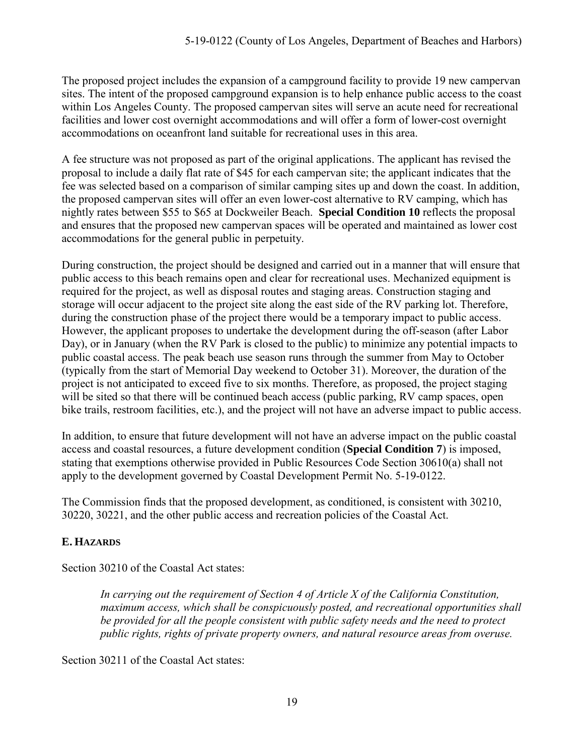The proposed project includes the expansion of a campground facility to provide 19 new campervan sites. The intent of the proposed campground expansion is to help enhance public access to the coast within Los Angeles County. The proposed campervan sites will serve an acute need for recreational facilities and lower cost overnight accommodations and will offer a form of lower-cost overnight accommodations on oceanfront land suitable for recreational uses in this area.

A fee structure was not proposed as part of the original applications. The applicant has revised the proposal to include a daily flat rate of $45 for each campervan site; the applicant indicates that the fee was selected based on a comparison of similar camping sites up and down the coast. In addition, the proposed campervan sites will offer an even lower-cost alternative to RV camping, which has nightly rates between $55 to $65 at Dockweiler Beach. **Special Condition 10** reflects the proposal and ensures that the proposed new campervan spaces will be operated and maintained as lower cost accommodations for the general public in perpetuity.

During construction, the project should be designed and carried out in a manner that will ensure that public access to this beach remains open and clear for recreational uses. Mechanized equipment is required for the project, as well as disposal routes and staging areas. Construction staging and storage will occur adjacent to the project site along the east side of the RV parking lot. Therefore, during the construction phase of the project there would be a temporary impact to public access. However, the applicant proposes to undertake the development during the off-season (after Labor Day), or in January (when the RV Park is closed to the public) to minimize any potential impacts to public coastal access. The peak beach use season runs through the summer from May to October (typically from the start of Memorial Day weekend to October 31). Moreover, the duration of the project is not anticipated to exceed five to six months. Therefore, as proposed, the project staging will be sited so that there will be continued beach access (public parking, RV camp spaces, open bike trails, restroom facilities, etc.), and the project will not have an adverse impact to public access.

In addition, to ensure that future development will not have an adverse impact on the public coastal access and coastal resources, a future development condition (**Special Condition 7**) is imposed, stating that exemptions otherwise provided in Public Resources Code Section 30610(a) shall not apply to the development governed by Coastal Development Permit No. 5-19-0122.

The Commission finds that the proposed development, as conditioned, is consistent with 30210, 30220, 30221, and the other public access and recreation policies of the Coastal Act.

### E. HAZARDS

Section 30210 of the Coastal Act states:

> *In carrying out the requirement of Section 4 of Article X of the California Constitution, maximum access, which shall be conspicuously posted, and recreational opportunities shall be provided for all the people consistent with public safety needs and the need to protect public rights, rights of private property owners, and natural resource areas from overuse.*

Section 30211 of the Coastal Act states: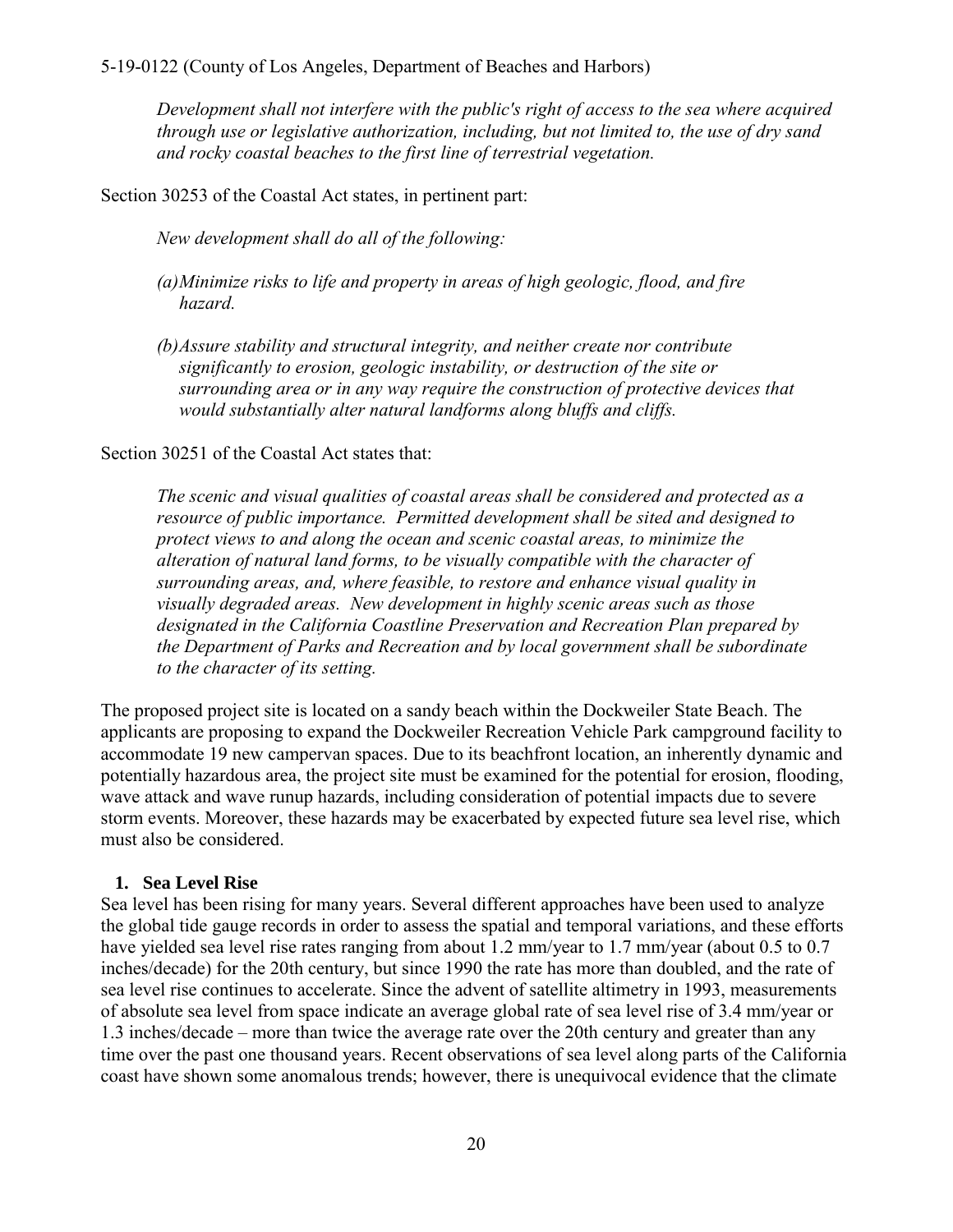*Development shall not interfere with the public's right of access to the sea where acquired through use or legislative authorization, including, but not limited to, the use of dry sand and rocky coastal beaches to the first line of terrestrial vegetation.*

Section 30253 of the Coastal Act states, in pertinent part:

*New development shall do all of the following:*

*(a) Minimize risks to life and property in areas of high geologic, flood, and fire hazard.*

*(b) Assure stability and structural integrity, and neither create nor contribute significantly to erosion, geologic instability, or destruction of the site or surrounding area or in any way require the construction of protective devices that would substantially alter natural landforms along bluffs and cliffs.*

Section 30251 of the Coastal Act states that:

*The scenic and visual qualities of coastal areas shall be considered and protected as a resource of public importance. Permitted development shall be sited and designed to protect views to and along the ocean and scenic coastal areas, to minimize the alteration of natural land forms, to be visually compatible with the character of surrounding areas, and, where feasible, to restore and enhance visual quality in visually degraded areas. New development in highly scenic areas such as those designated in the California Coastline Preservation and Recreation Plan prepared by the Department of Parks and Recreation and by local government shall be subordinate to the character of its setting.*

The proposed project site is located on a sandy beach within the Dockweiler State Beach. The applicants are proposing to expand the Dockweiler Recreation Vehicle Park campground facility to accommodate 19 new campervan spaces. Due to its beachfront location, an inherently dynamic and potentially hazardous area, the project site must be examined for the potential for erosion, flooding, wave attack and wave runup hazards, including consideration of potential impacts due to severe storm events. Moreover, these hazards may be exacerbated by expected future sea level rise, which must also be considered.

### 1. Sea Level Rise

Sea level has been rising for many years. Several different approaches have been used to analyze the global tide gauge records in order to assess the spatial and temporal variations, and these efforts have yielded sea level rise rates ranging from about 1.2 mm/year to 1.7 mm/year (about 0.5 to 0.7 inches/decade) for the 20th century, but since 1990 the rate has more than doubled, and the rate of sea level rise continues to accelerate. Since the advent of satellite altimetry in 1993, measurements of absolute sea level from space indicate an average global rate of sea level rise of 3.4 mm/year or 1.3 inches/decade – more than twice the average rate over the 20th century and greater than any time over the past one thousand years. Recent observations of sea level along parts of the California coast have shown some anomalous trends; however, there is unequivocal evidence that the climate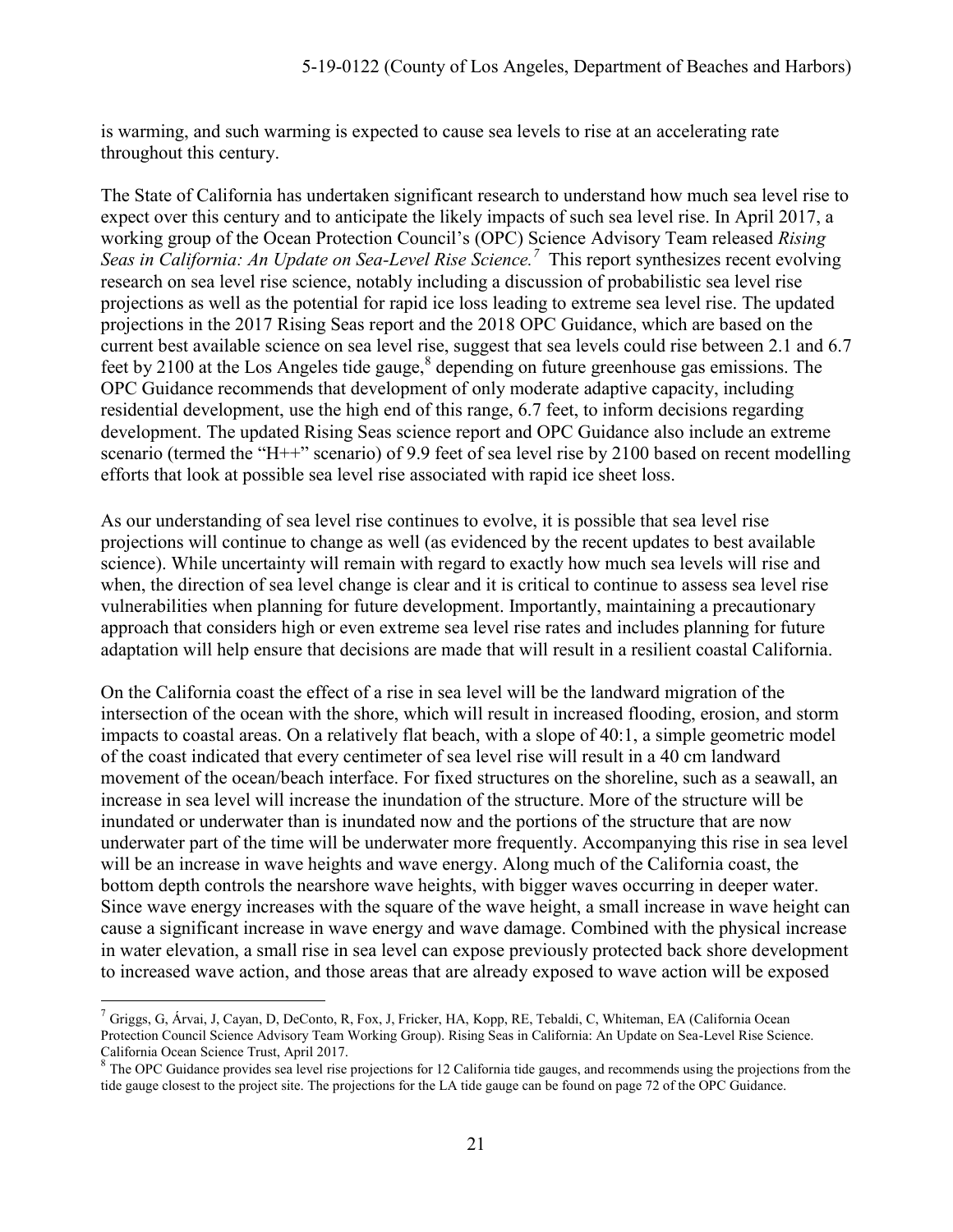is warming, and such warming is expected to cause sea levels to rise at an accelerating rate throughout this century.

The State of California has undertaken significant research to understand how much sea level rise to expect over this century and to anticipate the likely impacts of such sea level rise. In April 2017, a working group of the Ocean Protection Council's (OPC) Science Advisory Team released *Rising Seas in California: An Update on Sea-Level Rise Science.*[7] This report synthesizes recent evolving research on sea level rise science, notably including a discussion of probabilistic sea level rise projections as well as the potential for rapid ice loss leading to extreme sea level rise. The updated projections in the 2017 Rising Seas report and the 2018 OPC Guidance, which are based on the current best available science on sea level rise, suggest that sea levels could rise between 2.1 and 6.7 feet by 2100 at the Los Angeles tide gauge,[8] depending on future greenhouse gas emissions. The OPC Guidance recommends that development of only moderate adaptive capacity, including residential development, use the high end of this range, 6.7 feet, to inform decisions regarding development. The updated Rising Seas science report and OPC Guidance also include an extreme scenario (termed the "H++" scenario) of 9.9 feet of sea level rise by 2100 based on recent modelling efforts that look at possible sea level rise associated with rapid ice sheet loss.

As our understanding of sea level rise continues to evolve, it is possible that sea level rise projections will continue to change as well (as evidenced by the recent updates to best available science). While uncertainty will remain with regard to exactly how much sea levels will rise and when, the direction of sea level change is clear and it is critical to continue to assess sea level rise vulnerabilities when planning for future development. Importantly, maintaining a precautionary approach that considers high or even extreme sea level rise rates and includes planning for future adaptation will help ensure that decisions are made that will result in a resilient coastal California.

On the California coast the effect of a rise in sea level will be the landward migration of the intersection of the ocean with the shore, which will result in increased flooding, erosion, and storm impacts to coastal areas. On a relatively flat beach, with a slope of 40:1, a simple geometric model of the coast indicated that every centimeter of sea level rise will result in a 40 cm landward movement of the ocean/beach interface. For fixed structures on the shoreline, such as a seawall, an increase in sea level will increase the inundation of the structure. More of the structure will be inundated or underwater than is inundated now and the portions of the structure that are now underwater part of the time will be underwater more frequently. Accompanying this rise in sea level will be an increase in wave heights and wave energy. Along much of the California coast, the bottom depth controls the nearshore wave heights, with bigger waves occurring in deeper water. Since wave energy increases with the square of the wave height, a small increase in wave height can cause a significant increase in wave energy and wave damage. Combined with the physical increase in water elevation, a small rise in sea level can expose previously protected back shore development to increased wave action, and those areas that are already exposed to wave action will be exposed

---

[7] Griggs, G, Árvai, J, Cayan, D, DeConto, R, Fox, J, Fricker, HA, Kopp, RE, Tebaldi, C, Whiteman, EA (California Ocean Protection Council Science Advisory Team Working Group). Rising Seas in California: An Update on Sea-Level Rise Science. California Ocean Science Trust, April 2017.

[8] The OPC Guidance provides sea level rise projections for 12 California tide gauges, and recommends using the projections from the tide gauge closest to the project site. The projections for the LA tide gauge can be found on page 72 of the OPC Guidance.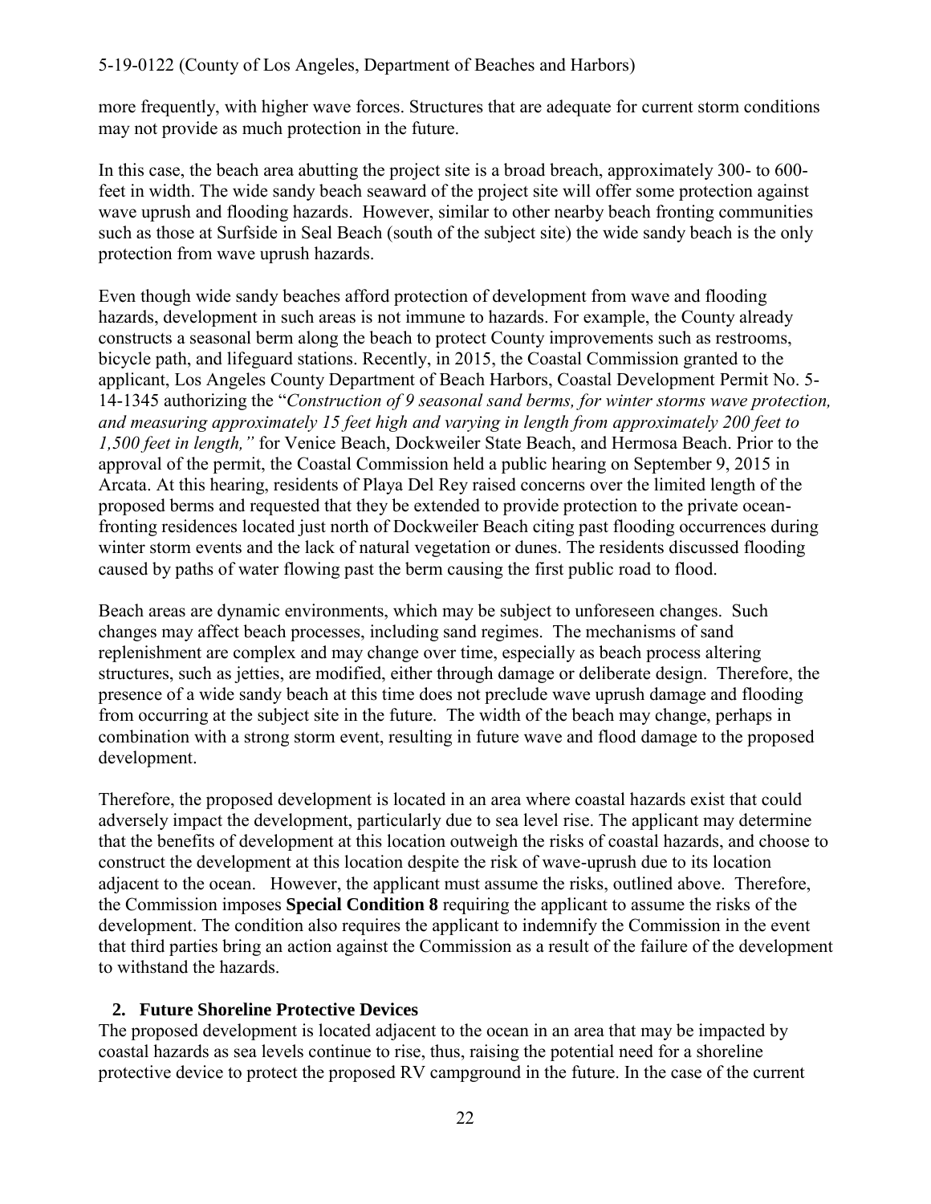more frequently, with higher wave forces. Structures that are adequate for current storm conditions may not provide as much protection in the future.

In this case, the beach area abutting the project site is a broad breach, approximately 300- to 600-feet in width. The wide sandy beach seaward of the project site will offer some protection against wave uprush and flooding hazards. However, similar to other nearby beach fronting communities such as those at Surfside in Seal Beach (south of the subject site) the wide sandy beach is the only protection from wave uprush hazards.

Even though wide sandy beaches afford protection of development from wave and flooding hazards, development in such areas is not immune to hazards. For example, the County already constructs a seasonal berm along the beach to protect County improvements such as restrooms, bicycle path, and lifeguard stations. Recently, in 2015, the Coastal Commission granted to the applicant, Los Angeles County Department of Beach Harbors, Coastal Development Permit No. 5-14-1345 authorizing the "*Construction of 9 seasonal sand berms, for winter storms wave protection, and measuring approximately 15 feet high and varying in length from approximately 200 feet to 1,500 feet in length,"* for Venice Beach, Dockweiler State Beach, and Hermosa Beach. Prior to the approval of the permit, the Coastal Commission held a public hearing on September 9, 2015 in Arcata. At this hearing, residents of Playa Del Rey raised concerns over the limited length of the proposed berms and requested that they be extended to provide protection to the private ocean-fronting residences located just north of Dockweiler Beach citing past flooding occurrences during winter storm events and the lack of natural vegetation or dunes. The residents discussed flooding caused by paths of water flowing past the berm causing the first public road to flood.

Beach areas are dynamic environments, which may be subject to unforeseen changes. Such changes may affect beach processes, including sand regimes. The mechanisms of sand replenishment are complex and may change over time, especially as beach process altering structures, such as jetties, are modified, either through damage or deliberate design. Therefore, the presence of a wide sandy beach at this time does not preclude wave uprush damage and flooding from occurring at the subject site in the future. The width of the beach may change, perhaps in combination with a strong storm event, resulting in future wave and flood damage to the proposed development.

Therefore, the proposed development is located in an area where coastal hazards exist that could adversely impact the development, particularly due to sea level rise. The applicant may determine that the benefits of development at this location outweigh the risks of coastal hazards, and choose to construct the development at this location despite the risk of wave-uprush due to its location adjacent to the ocean. However, the applicant must assume the risks, outlined above. Therefore, the Commission imposes **Special Condition 8** requiring the applicant to assume the risks of the development. The condition also requires the applicant to indemnify the Commission in the event that third parties bring an action against the Commission as a result of the failure of the development to withstand the hazards.

### 2. Future Shoreline Protective Devices

The proposed development is located adjacent to the ocean in an area that may be impacted by coastal hazards as sea levels continue to rise, thus, raising the potential need for a shoreline protective device to protect the proposed RV campground in the future. In the case of the current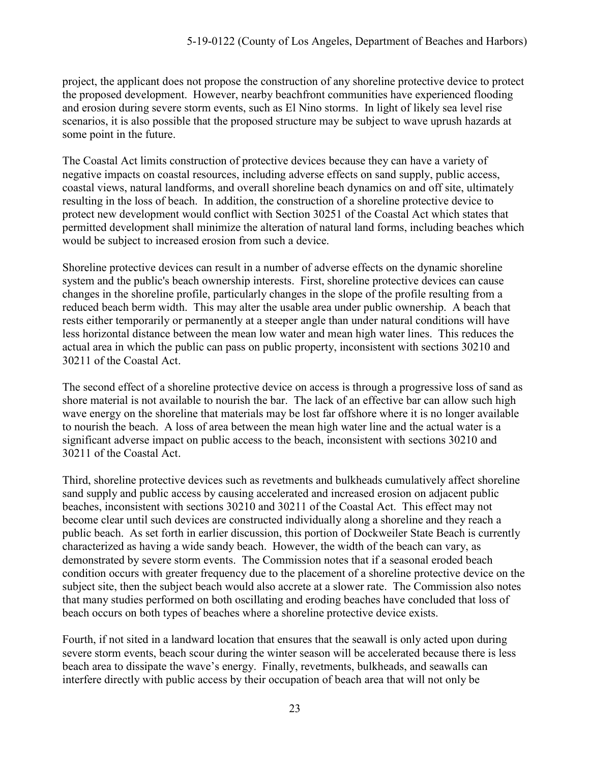project, the applicant does not propose the construction of any shoreline protective device to protect the proposed development. However, nearby beachfront communities have experienced flooding and erosion during severe storm events, such as El Nino storms. In light of likely sea level rise scenarios, it is also possible that the proposed structure may be subject to wave uprush hazards at some point in the future.

The Coastal Act limits construction of protective devices because they can have a variety of negative impacts on coastal resources, including adverse effects on sand supply, public access, coastal views, natural landforms, and overall shoreline beach dynamics on and off site, ultimately resulting in the loss of beach. In addition, the construction of a shoreline protective device to protect new development would conflict with Section 30251 of the Coastal Act which states that permitted development shall minimize the alteration of natural land forms, including beaches which would be subject to increased erosion from such a device.

Shoreline protective devices can result in a number of adverse effects on the dynamic shoreline system and the public's beach ownership interests. First, shoreline protective devices can cause changes in the shoreline profile, particularly changes in the slope of the profile resulting from a reduced beach berm width. This may alter the usable area under public ownership. A beach that rests either temporarily or permanently at a steeper angle than under natural conditions will have less horizontal distance between the mean low water and mean high water lines. This reduces the actual area in which the public can pass on public property, inconsistent with sections 30210 and 30211 of the Coastal Act.

The second effect of a shoreline protective device on access is through a progressive loss of sand as shore material is not available to nourish the bar. The lack of an effective bar can allow such high wave energy on the shoreline that materials may be lost far offshore where it is no longer available to nourish the beach. A loss of area between the mean high water line and the actual water is a significant adverse impact on public access to the beach, inconsistent with sections 30210 and 30211 of the Coastal Act.

Third, shoreline protective devices such as revetments and bulkheads cumulatively affect shoreline sand supply and public access by causing accelerated and increased erosion on adjacent public beaches, inconsistent with sections 30210 and 30211 of the Coastal Act. This effect may not become clear until such devices are constructed individually along a shoreline and they reach a public beach. As set forth in earlier discussion, this portion of Dockweiler State Beach is currently characterized as having a wide sandy beach. However, the width of the beach can vary, as demonstrated by severe storm events. The Commission notes that if a seasonal eroded beach condition occurs with greater frequency due to the placement of a shoreline protective device on the subject site, then the subject beach would also accrete at a slower rate. The Commission also notes that many studies performed on both oscillating and eroding beaches have concluded that loss of beach occurs on both types of beaches where a shoreline protective device exists.

Fourth, if not sited in a landward location that ensures that the seawall is only acted upon during severe storm events, beach scour during the winter season will be accelerated because there is less beach area to dissipate the wave's energy. Finally, revetments, bulkheads, and seawalls can interfere directly with public access by their occupation of beach area that will not only be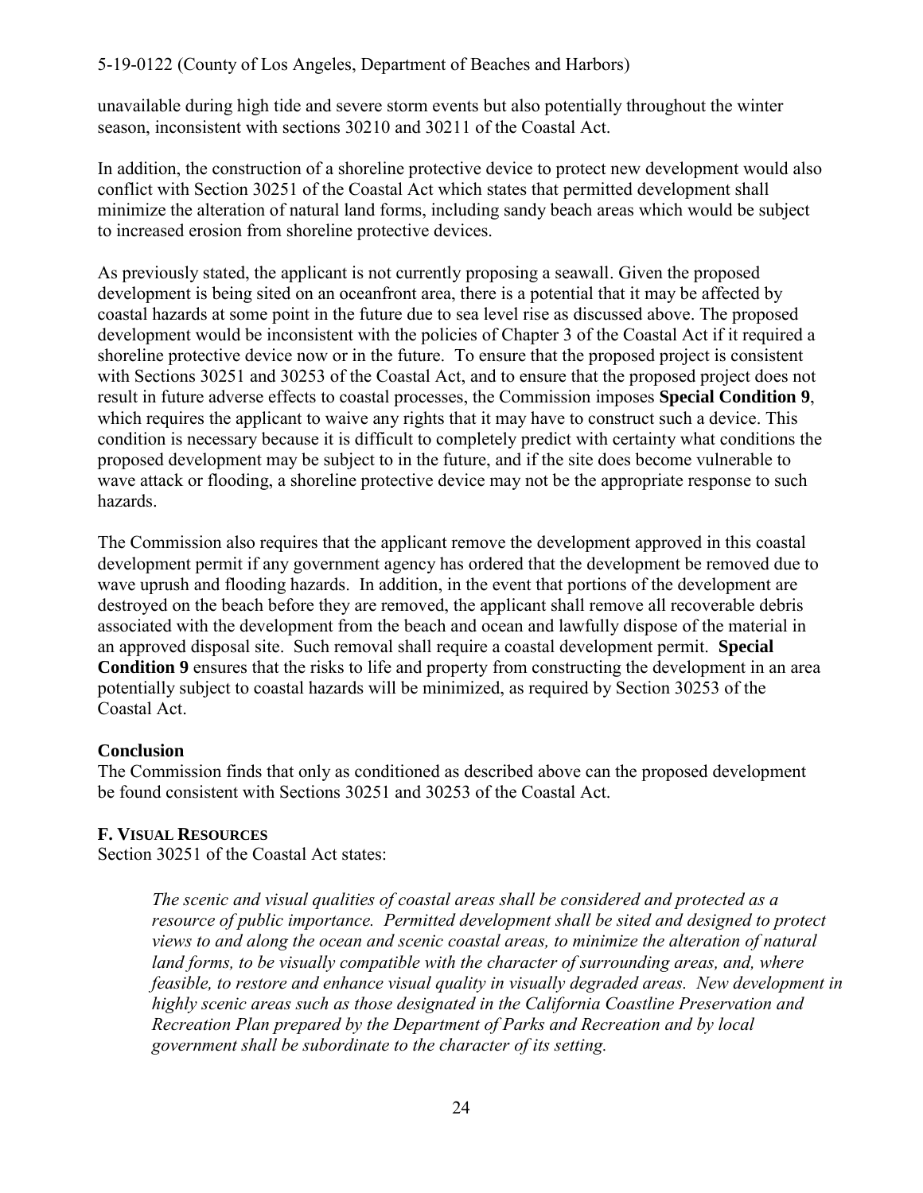unavailable during high tide and severe storm events but also potentially throughout the winter season, inconsistent with sections 30210 and 30211 of the Coastal Act.

In addition, the construction of a shoreline protective device to protect new development would also conflict with Section 30251 of the Coastal Act which states that permitted development shall minimize the alteration of natural land forms, including sandy beach areas which would be subject to increased erosion from shoreline protective devices.

As previously stated, the applicant is not currently proposing a seawall. Given the proposed development is being sited on an oceanfront area, there is a potential that it may be affected by coastal hazards at some point in the future due to sea level rise as discussed above. The proposed development would be inconsistent with the policies of Chapter 3 of the Coastal Act if it required a shoreline protective device now or in the future. To ensure that the proposed project is consistent with Sections 30251 and 30253 of the Coastal Act, and to ensure that the proposed project does not result in future adverse effects to coastal processes, the Commission imposes **Special Condition 9**, which requires the applicant to waive any rights that it may have to construct such a device. This condition is necessary because it is difficult to completely predict with certainty what conditions the proposed development may be subject to in the future, and if the site does become vulnerable to wave attack or flooding, a shoreline protective device may not be the appropriate response to such hazards.

The Commission also requires that the applicant remove the development approved in this coastal development permit if any government agency has ordered that the development be removed due to wave uprush and flooding hazards. In addition, in the event that portions of the development are destroyed on the beach before they are removed, the applicant shall remove all recoverable debris associated with the development from the beach and ocean and lawfully dispose of the material in an approved disposal site. Such removal shall require a coastal development permit. **Special Condition 9** ensures that the risks to life and property from constructing the development in an area potentially subject to coastal hazards will be minimized, as required by Section 30253 of the Coastal Act.

**Conclusion**

The Commission finds that only as conditioned as described above can the proposed development be found consistent with Sections 30251 and 30253 of the Coastal Act.

### F. VISUAL RESOURCES

Section 30251 of the Coastal Act states:

> *The scenic and visual qualities of coastal areas shall be considered and protected as a resource of public importance. Permitted development shall be sited and designed to protect views to and along the ocean and scenic coastal areas, to minimize the alteration of natural land forms, to be visually compatible with the character of surrounding areas, and, where feasible, to restore and enhance visual quality in visually degraded areas. New development in highly scenic areas such as those designated in the California Coastline Preservation and Recreation Plan prepared by the Department of Parks and Recreation and by local government shall be subordinate to the character of its setting.*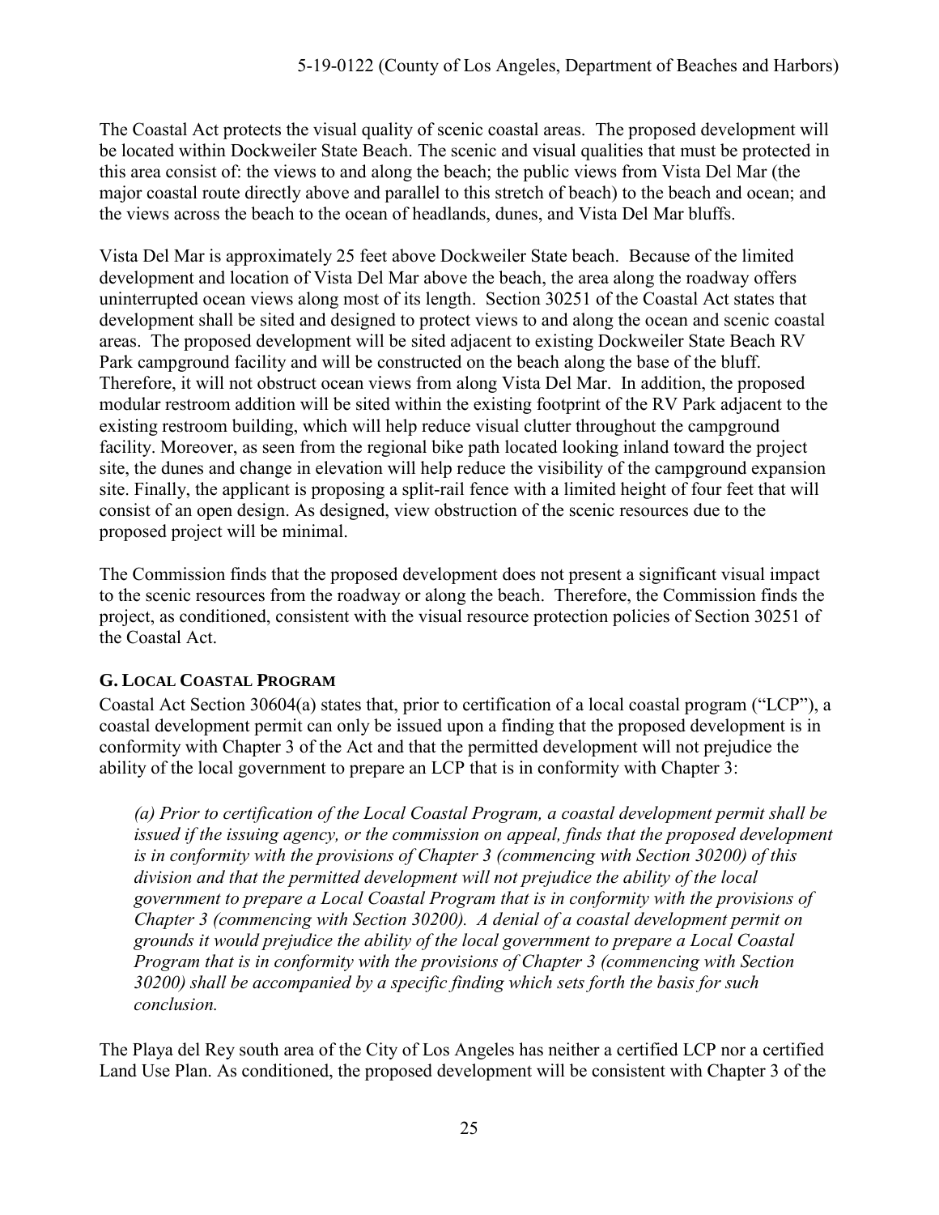The Coastal Act protects the visual quality of scenic coastal areas. The proposed development will be located within Dockweiler State Beach. The scenic and visual qualities that must be protected in this area consist of: the views to and along the beach; the public views from Vista Del Mar (the major coastal route directly above and parallel to this stretch of beach) to the beach and ocean; and the views across the beach to the ocean of headlands, dunes, and Vista Del Mar bluffs.

Vista Del Mar is approximately 25 feet above Dockweiler State beach. Because of the limited development and location of Vista Del Mar above the beach, the area along the roadway offers uninterrupted ocean views along most of its length. Section 30251 of the Coastal Act states that development shall be sited and designed to protect views to and along the ocean and scenic coastal areas. The proposed development will be sited adjacent to existing Dockweiler State Beach RV Park campground facility and will be constructed on the beach along the base of the bluff. Therefore, it will not obstruct ocean views from along Vista Del Mar. In addition, the proposed modular restroom addition will be sited within the existing footprint of the RV Park adjacent to the existing restroom building, which will help reduce visual clutter throughout the campground facility. Moreover, as seen from the regional bike path located looking inland toward the project site, the dunes and change in elevation will help reduce the visibility of the campground expansion site. Finally, the applicant is proposing a split-rail fence with a limited height of four feet that will consist of an open design. As designed, view obstruction of the scenic resources due to the proposed project will be minimal.

The Commission finds that the proposed development does not present a significant visual impact to the scenic resources from the roadway or along the beach. Therefore, the Commission finds the project, as conditioned, consistent with the visual resource protection policies of Section 30251 of the Coastal Act.

### G. Local Coastal Program

Coastal Act Section 30604(a) states that, prior to certification of a local coastal program ("LCP"), a coastal development permit can only be issued upon a finding that the proposed development is in conformity with Chapter 3 of the Act and that the permitted development will not prejudice the ability of the local government to prepare an LCP that is in conformity with Chapter 3:

> *(a) Prior to certification of the Local Coastal Program, a coastal development permit shall be issued if the issuing agency, or the commission on appeal, finds that the proposed development is in conformity with the provisions of Chapter 3 (commencing with Section 30200) of this division and that the permitted development will not prejudice the ability of the local government to prepare a Local Coastal Program that is in conformity with the provisions of Chapter 3 (commencing with Section 30200). A denial of a coastal development permit on grounds it would prejudice the ability of the local government to prepare a Local Coastal Program that is in conformity with the provisions of Chapter 3 (commencing with Section 30200) shall be accompanied by a specific finding which sets forth the basis for such conclusion.*

The Playa del Rey south area of the City of Los Angeles has neither a certified LCP nor a certified Land Use Plan. As conditioned, the proposed development will be consistent with Chapter 3 of the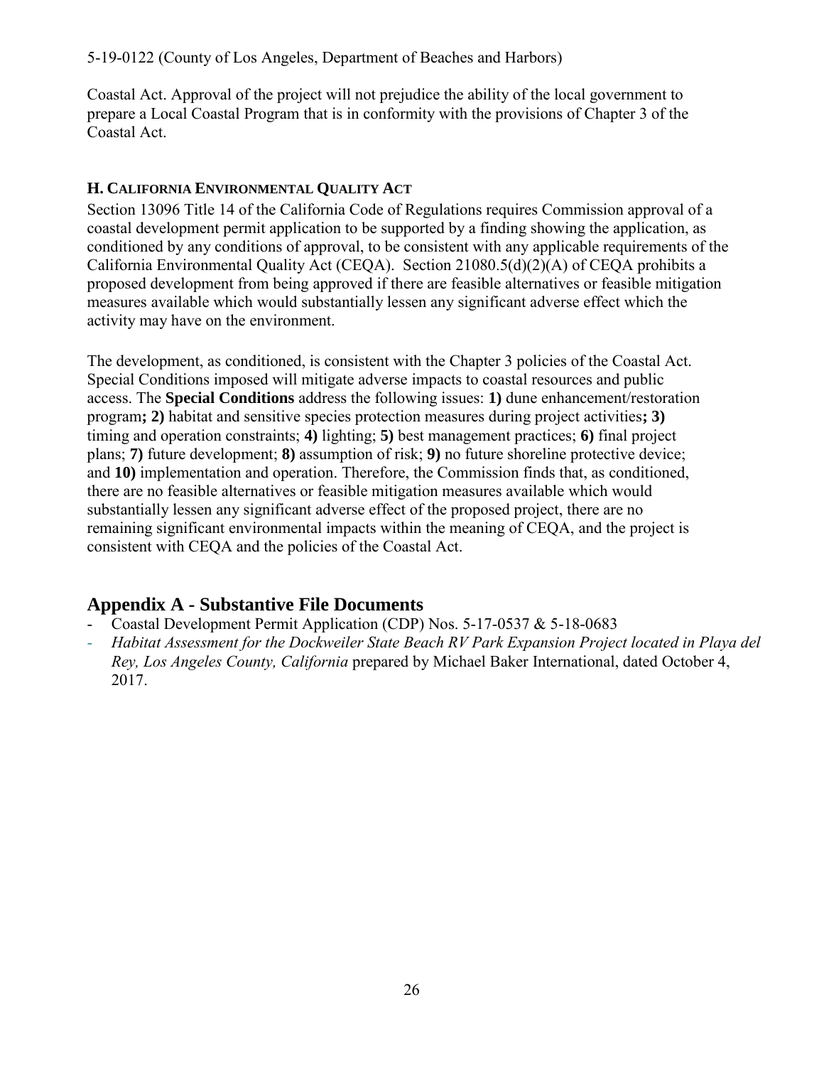Coastal Act. Approval of the project will not prejudice the ability of the local government to prepare a Local Coastal Program that is in conformity with the provisions of Chapter 3 of the Coastal Act.

### H. CALIFORNIA ENVIRONMENTAL QUALITY ACT

Section 13096 Title 14 of the California Code of Regulations requires Commission approval of a coastal development permit application to be supported by a finding showing the application, as conditioned by any conditions of approval, to be consistent with any applicable requirements of the California Environmental Quality Act (CEQA). Section 21080.5(d)(2)(A) of CEQA prohibits a proposed development from being approved if there are feasible alternatives or feasible mitigation measures available which would substantially lessen any significant adverse effect which the activity may have on the environment.

The development, as conditioned, is consistent with the Chapter 3 policies of the Coastal Act. Special Conditions imposed will mitigate adverse impacts to coastal resources and public access. The **Special Conditions** address the following issues: **1)** dune enhancement/restoration program**; 2)** habitat and sensitive species protection measures during project activities**; 3)** timing and operation constraints; **4)** lighting; **5)** best management practices; **6)** final project plans; **7)** future development; **8)** assumption of risk; **9)** no future shoreline protective device; and **10)** implementation and operation. Therefore, the Commission finds that, as conditioned, there are no feasible alternatives or feasible mitigation measures available which would substantially lessen any significant adverse effect of the proposed project, there are no remaining significant environmental impacts within the meaning of CEQA, and the project is consistent with CEQA and the policies of the Coastal Act.

## Appendix A - Substantive File Documents

- Coastal Development Permit Application (CDP) Nos. 5-17-0537 & 5-18-0683
- *Habitat Assessment for the Dockweiler State Beach RV Park Expansion Project located in Playa del Rey, Los Angeles County, California* prepared by Michael Baker International, dated October 4, 2017.